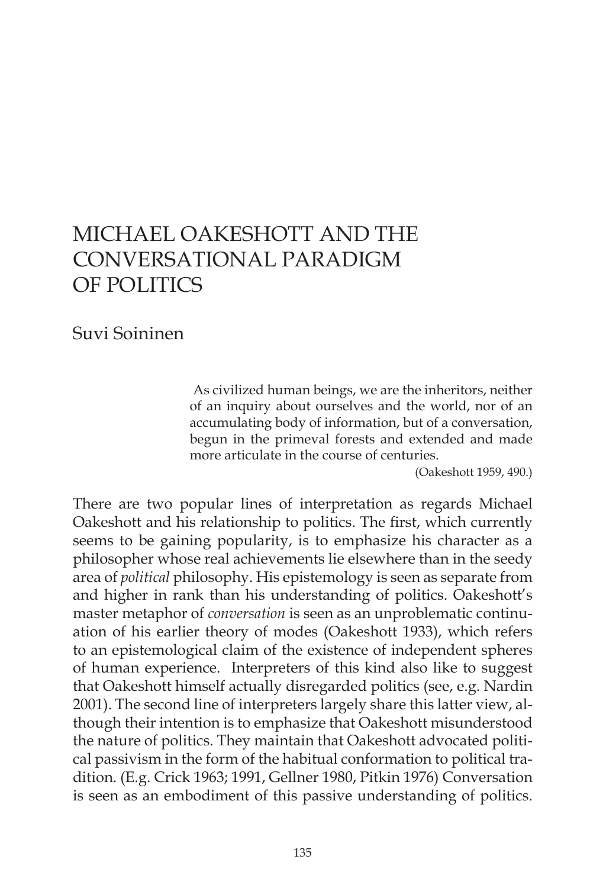# MICHAEL OAKESHOTT AND THE CONVERSATIONAL PARADIGM OF POLITICS

Suvi Soininen

> As civilized human beings, we are the inheritors, neither of an inquiry about ourselves and the world, nor of an accumulating body of information, but of a conversation, begun in the primeval forests and extended and made more articulate in the course of centuries.
>
> (Oakeshott 1959, 490.)

There are two popular lines of interpretation as regards Michael Oakeshott and his relationship to politics. The first, which currently seems to be gaining popularity, is to emphasize his character as a philosopher whose real achievements lie elsewhere than in the seedy area of *political* philosophy. His epistemology is seen as separate from and higher in rank than his understanding of politics. Oakeshott's master metaphor of *conversation* is seen as an unproblematic continuation of his earlier theory of modes (Oakeshott 1933), which refers to an epistemological claim of the existence of independent spheres of human experience. Interpreters of this kind also like to suggest that Oakeshott himself actually disregarded politics (see, e.g. Nardin 2001). The second line of interpreters largely share this latter view, although their intention is to emphasize that Oakeshott misunderstood the nature of politics. They maintain that Oakeshott advocated political passivism in the form of the habitual conformation to political tradition. (E.g. Crick 1963; 1991, Gellner 1980, Pitkin 1976) Conversation is seen as an embodiment of this passive understanding of politics.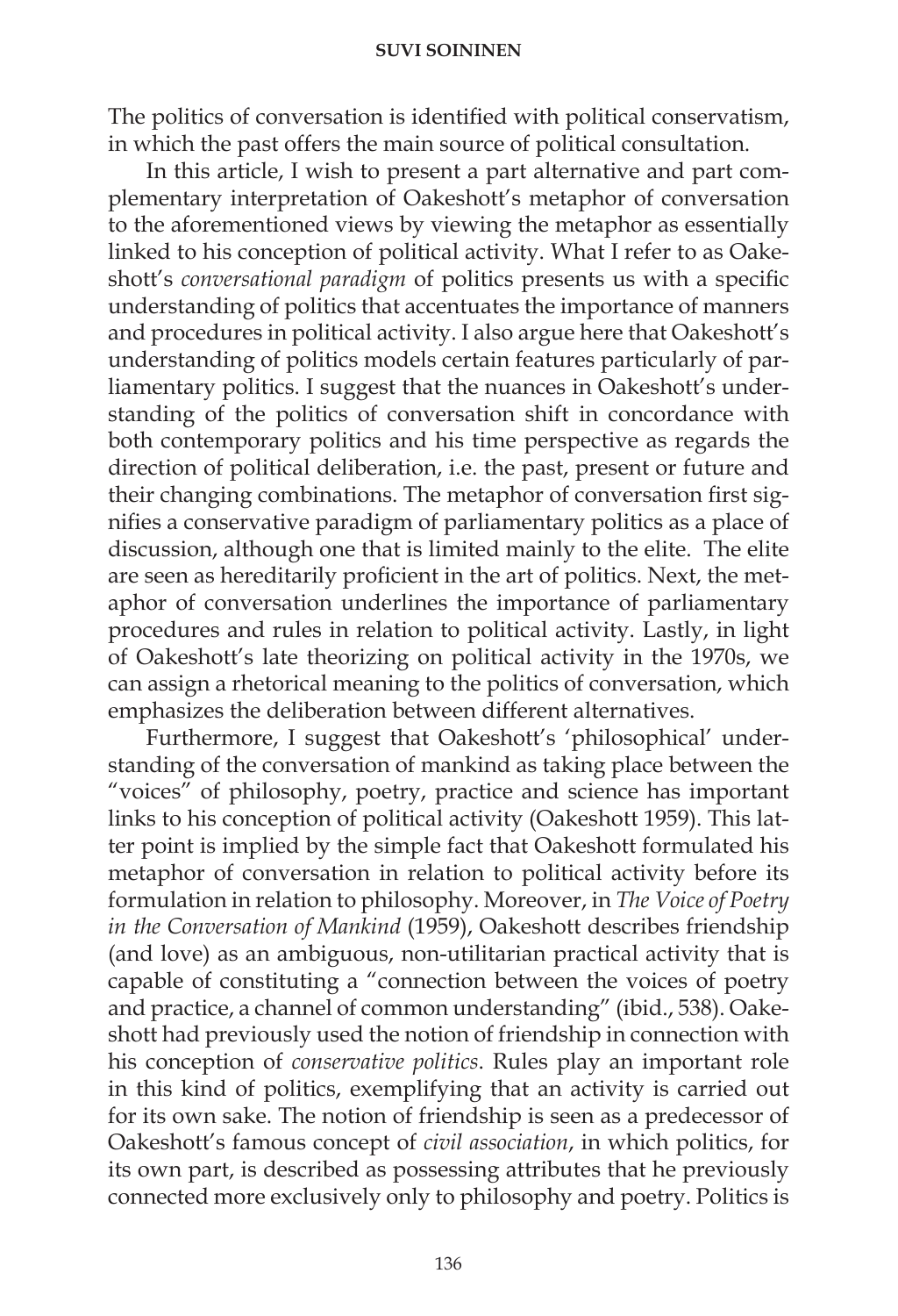The politics of conversation is identified with political conservatism, in which the past offers the main source of political consultation.

In this article, I wish to present a part alternative and part complementary interpretation of Oakeshott's metaphor of conversation to the aforementioned views by viewing the metaphor as essentially linked to his conception of political activity. What I refer to as Oakeshott's *conversational paradigm* of politics presents us with a specific understanding of politics that accentuates the importance of manners and procedures in political activity. I also argue here that Oakeshott's understanding of politics models certain features particularly of parliamentary politics. I suggest that the nuances in Oakeshott's understanding of the politics of conversation shift in concordance with both contemporary politics and his time perspective as regards the direction of political deliberation, i.e. the past, present or future and their changing combinations. The metaphor of conversation first signifies a conservative paradigm of parliamentary politics as a place of discussion, although one that is limited mainly to the elite. The elite are seen as hereditarily proficient in the art of politics. Next, the metaphor of conversation underlines the importance of parliamentary procedures and rules in relation to political activity. Lastly, in light of Oakeshott's late theorizing on political activity in the 1970s, we can assign a rhetorical meaning to the politics of conversation, which emphasizes the deliberation between different alternatives.

Furthermore, I suggest that Oakeshott's 'philosophical' understanding of the conversation of mankind as taking place between the "voices" of philosophy, poetry, practice and science has important links to his conception of political activity (Oakeshott 1959). This latter point is implied by the simple fact that Oakeshott formulated his metaphor of conversation in relation to political activity before its formulation in relation to philosophy. Moreover, in *The Voice of Poetry in the Conversation of Mankind* (1959), Oakeshott describes friendship (and love) as an ambiguous, non-utilitarian practical activity that is capable of constituting a "connection between the voices of poetry and practice, a channel of common understanding" (ibid., 538). Oakeshott had previously used the notion of friendship in connection with his conception of *conservative politics*. Rules play an important role in this kind of politics, exemplifying that an activity is carried out for its own sake. The notion of friendship is seen as a predecessor of Oakeshott's famous concept of *civil association*, in which politics, for its own part, is described as possessing attributes that he previously connected more exclusively only to philosophy and poetry. Politics is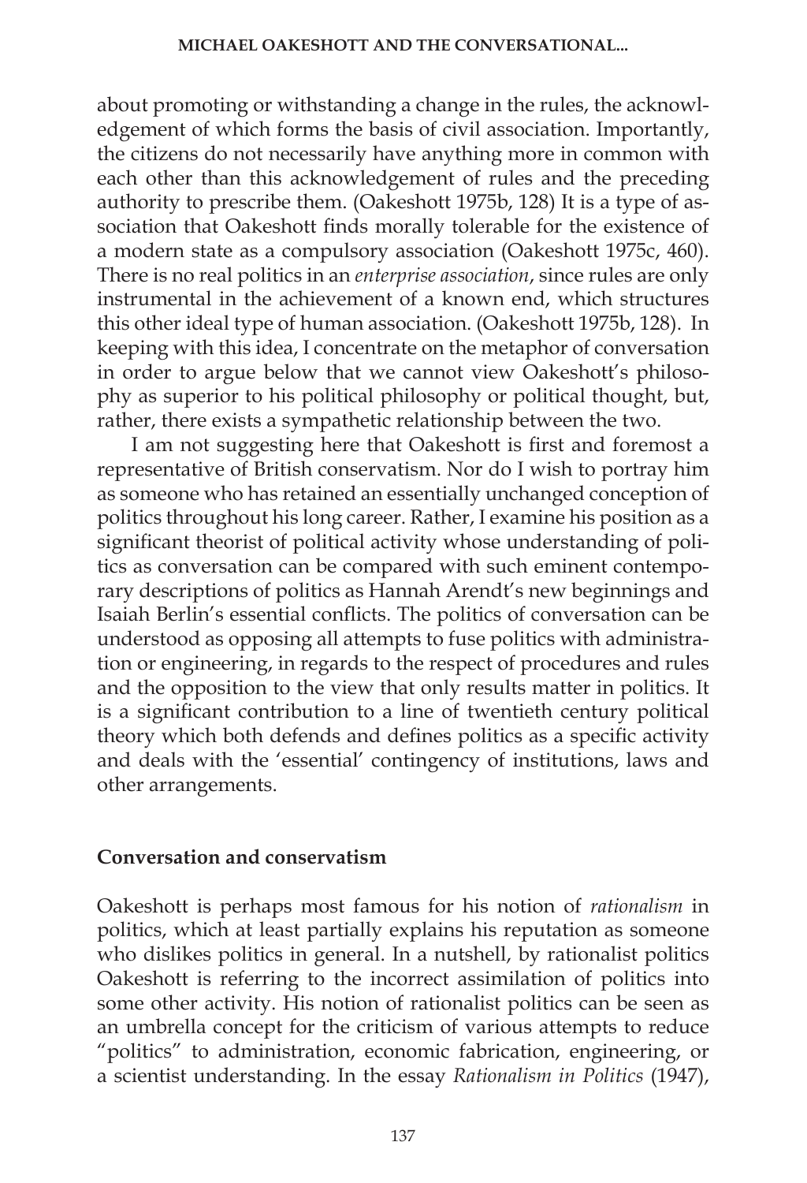about promoting or withstanding a change in the rules, the acknowledgement of which forms the basis of civil association. Importantly, the citizens do not necessarily have anything more in common with each other than this acknowledgement of rules and the preceding authority to prescribe them. (Oakeshott 1975b, 128) It is a type of association that Oakeshott finds morally tolerable for the existence of a modern state as a compulsory association (Oakeshott 1975c, 460). There is no real politics in an *enterprise association*, since rules are only instrumental in the achievement of a known end, which structures this other ideal type of human association. (Oakeshott 1975b, 128). In keeping with this idea, I concentrate on the metaphor of conversation in order to argue below that we cannot view Oakeshott's philosophy as superior to his political philosophy or political thought, but, rather, there exists a sympathetic relationship between the two.

I am not suggesting here that Oakeshott is first and foremost a representative of British conservatism. Nor do I wish to portray him as someone who has retained an essentially unchanged conception of politics throughout his long career. Rather, I examine his position as a significant theorist of political activity whose understanding of politics as conversation can be compared with such eminent contemporary descriptions of politics as Hannah Arendt's new beginnings and Isaiah Berlin's essential conflicts. The politics of conversation can be understood as opposing all attempts to fuse politics with administration or engineering, in regards to the respect of procedures and rules and the opposition to the view that only results matter in politics. It is a significant contribution to a line of twentieth century political theory which both defends and defines politics as a specific activity and deals with the 'essential' contingency of institutions, laws and other arrangements.

## Conversation and conservatism

Oakeshott is perhaps most famous for his notion of *rationalism* in politics, which at least partially explains his reputation as someone who dislikes politics in general. In a nutshell, by rationalist politics Oakeshott is referring to the incorrect assimilation of politics into some other activity. His notion of rationalist politics can be seen as an umbrella concept for the criticism of various attempts to reduce "politics" to administration, economic fabrication, engineering, or a scientist understanding. In the essay *Rationalism in Politics* (1947),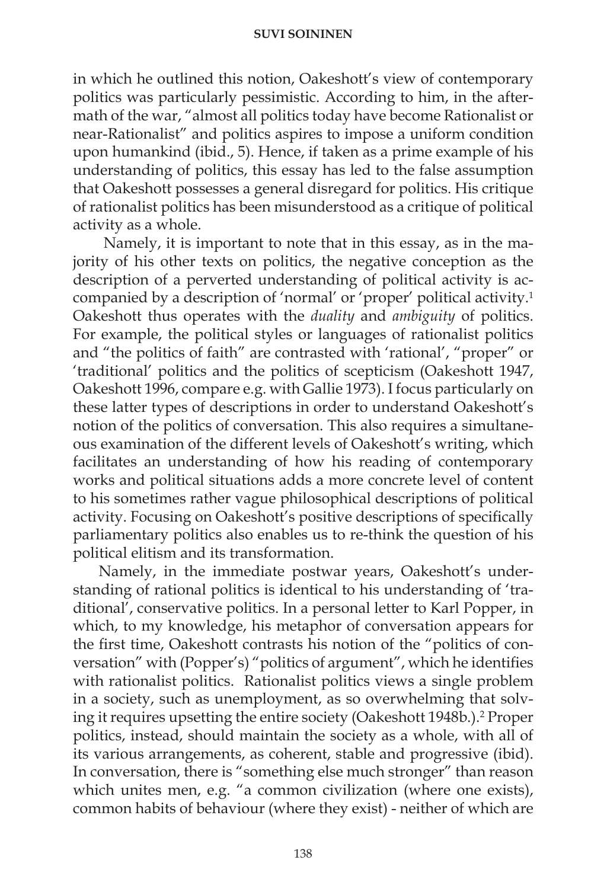in which he outlined this notion, Oakeshott's view of contemporary politics was particularly pessimistic. According to him, in the aftermath of the war, "almost all politics today have become Rationalist or near-Rationalist" and politics aspires to impose a uniform condition upon humankind (ibid., 5). Hence, if taken as a prime example of his understanding of politics, this essay has led to the false assumption that Oakeshott possesses a general disregard for politics. His critique of rationalist politics has been misunderstood as a critique of political activity as a whole.

Namely, it is important to note that in this essay, as in the majority of his other texts on politics, the negative conception as the description of a perverted understanding of political activity is accompanied by a description of 'normal' or 'proper' political activity.[1] Oakeshott thus operates with the *duality* and *ambiguity* of politics. For example, the political styles or languages of rationalist politics and "the politics of faith" are contrasted with 'rational', "proper" or 'traditional' politics and the politics of scepticism (Oakeshott 1947, Oakeshott 1996, compare e.g. with Gallie 1973). I focus particularly on these latter types of descriptions in order to understand Oakeshott's notion of the politics of conversation. This also requires a simultaneous examination of the different levels of Oakeshott's writing, which facilitates an understanding of how his reading of contemporary works and political situations adds a more concrete level of content to his sometimes rather vague philosophical descriptions of political activity. Focusing on Oakeshott's positive descriptions of specifically parliamentary politics also enables us to re-think the question of his political elitism and its transformation.

Namely, in the immediate postwar years, Oakeshott's understanding of rational politics is identical to his understanding of 'traditional', conservative politics. In a personal letter to Karl Popper, in which, to my knowledge, his metaphor of conversation appears for the first time, Oakeshott contrasts his notion of the "politics of conversation" with (Popper's) "politics of argument", which he identifies with rationalist politics. Rationalist politics views a single problem in a society, such as unemployment, as so overwhelming that solving it requires upsetting the entire society (Oakeshott 1948b.).[2] Proper politics, instead, should maintain the society as a whole, with all of its various arrangements, as coherent, stable and progressive (ibid). In conversation, there is "something else much stronger" than reason which unites men, e.g. "a common civilization (where one exists), common habits of behaviour (where they exist) - neither of which are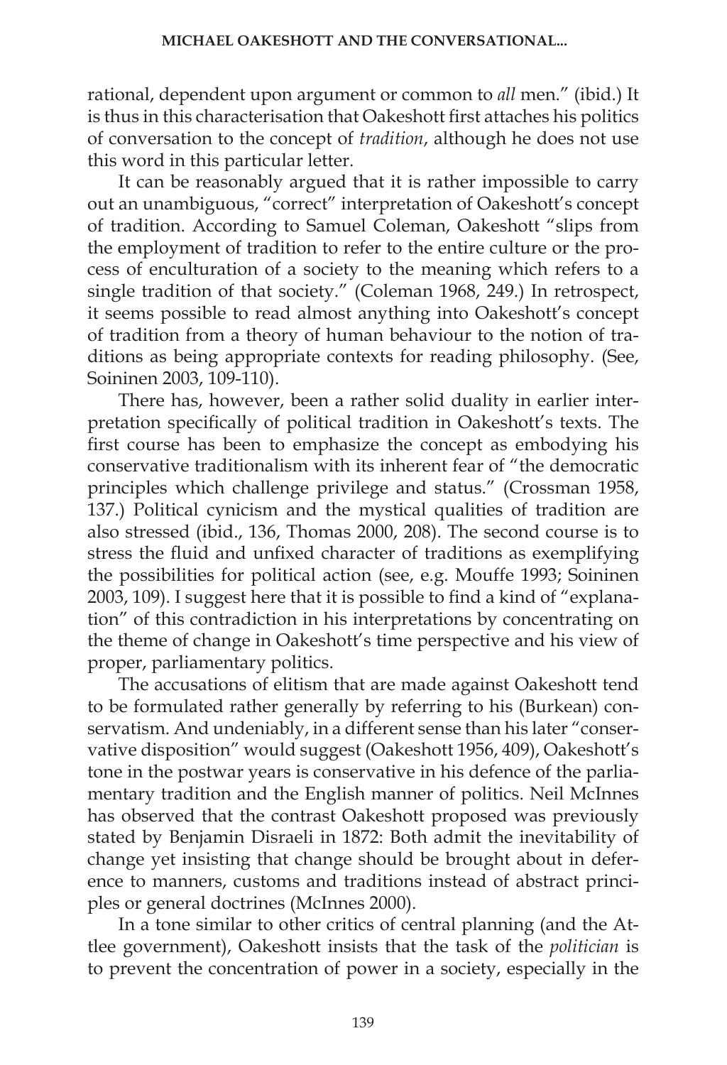rational, dependent upon argument or common to *all* men." (ibid.) It is thus in this characterisation that Oakeshott first attaches his politics of conversation to the concept of *tradition*, although he does not use this word in this particular letter.

It can be reasonably argued that it is rather impossible to carry out an unambiguous, "correct" interpretation of Oakeshott's concept of tradition. According to Samuel Coleman, Oakeshott "slips from the employment of tradition to refer to the entire culture or the process of enculturation of a society to the meaning which refers to a single tradition of that society." (Coleman 1968, 249.) In retrospect, it seems possible to read almost anything into Oakeshott's concept of tradition from a theory of human behaviour to the notion of traditions as being appropriate contexts for reading philosophy. (See, Soininen 2003, 109-110).

There has, however, been a rather solid duality in earlier interpretation specifically of political tradition in Oakeshott's texts. The first course has been to emphasize the concept as embodying his conservative traditionalism with its inherent fear of "the democratic principles which challenge privilege and status." (Crossman 1958, 137.) Political cynicism and the mystical qualities of tradition are also stressed (ibid., 136, Thomas 2000, 208). The second course is to stress the fluid and unfixed character of traditions as exemplifying the possibilities for political action (see, e.g. Mouffe 1993; Soininen 2003, 109). I suggest here that it is possible to find a kind of "explanation" of this contradiction in his interpretations by concentrating on the theme of change in Oakeshott's time perspective and his view of proper, parliamentary politics.

The accusations of elitism that are made against Oakeshott tend to be formulated rather generally by referring to his (Burkean) conservatism. And undeniably, in a different sense than his later "conservative disposition" would suggest (Oakeshott 1956, 409), Oakeshott's tone in the postwar years is conservative in his defence of the parliamentary tradition and the English manner of politics. Neil McInnes has observed that the contrast Oakeshott proposed was previously stated by Benjamin Disraeli in 1872: Both admit the inevitability of change yet insisting that change should be brought about in deference to manners, customs and traditions instead of abstract principles or general doctrines (McInnes 2000).

In a tone similar to other critics of central planning (and the Attlee government), Oakeshott insists that the task of the *politician* is to prevent the concentration of power in a society, especially in the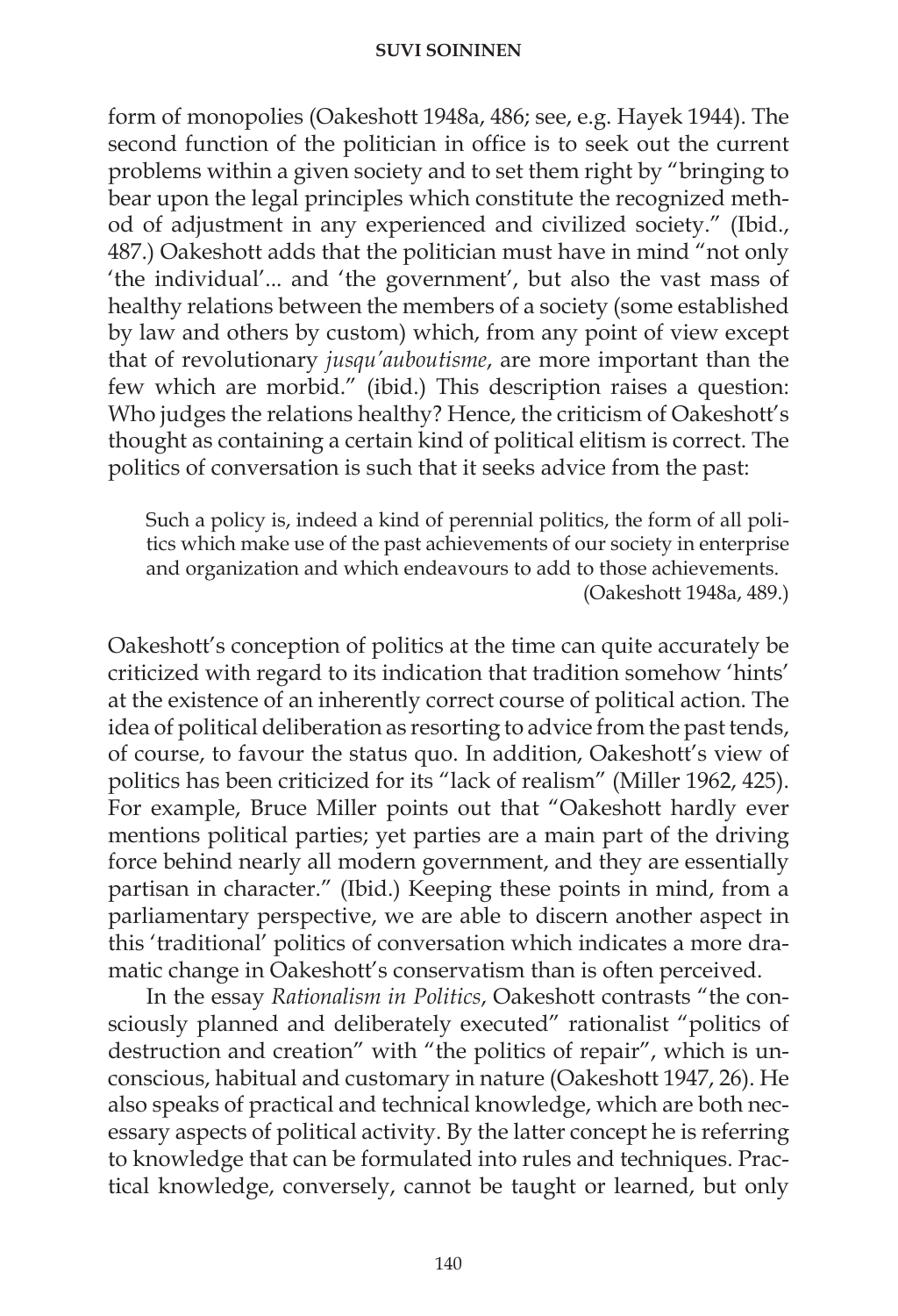form of monopolies (Oakeshott 1948a, 486; see, e.g. Hayek 1944). The second function of the politician in office is to seek out the current problems within a given society and to set them right by "bringing to bear upon the legal principles which constitute the recognized method of adjustment in any experienced and civilized society." (Ibid., 487.) Oakeshott adds that the politician must have in mind "not only 'the individual'... and 'the government', but also the vast mass of healthy relations between the members of a society (some established by law and others by custom) which, from any point of view except that of revolutionary *jusqu'auboutisme*, are more important than the few which are morbid." (ibid.) This description raises a question: Who judges the relations healthy? Hence, the criticism of Oakeshott's thought as containing a certain kind of political elitism is correct. The politics of conversation is such that it seeks advice from the past:

> Such a policy is, indeed a kind of perennial politics, the form of all politics which make use of the past achievements of our society in enterprise and organization and which endeavours to add to those achievements. (Oakeshott 1948a, 489.)

Oakeshott's conception of politics at the time can quite accurately be criticized with regard to its indication that tradition somehow 'hints' at the existence of an inherently correct course of political action. The idea of political deliberation as resorting to advice from the past tends, of course, to favour the status quo. In addition, Oakeshott's view of politics has been criticized for its "lack of realism" (Miller 1962, 425). For example, Bruce Miller points out that "Oakeshott hardly ever mentions political parties; yet parties are a main part of the driving force behind nearly all modern government, and they are essentially partisan in character." (Ibid.) Keeping these points in mind, from a parliamentary perspective, we are able to discern another aspect in this 'traditional' politics of conversation which indicates a more dramatic change in Oakeshott's conservatism than is often perceived.

In the essay *Rationalism in Politics*, Oakeshott contrasts "the consciously planned and deliberately executed" rationalist "politics of destruction and creation" with "the politics of repair", which is unconscious, habitual and customary in nature (Oakeshott 1947, 26). He also speaks of practical and technical knowledge, which are both necessary aspects of political activity. By the latter concept he is referring to knowledge that can be formulated into rules and techniques. Practical knowledge, conversely, cannot be taught or learned, but only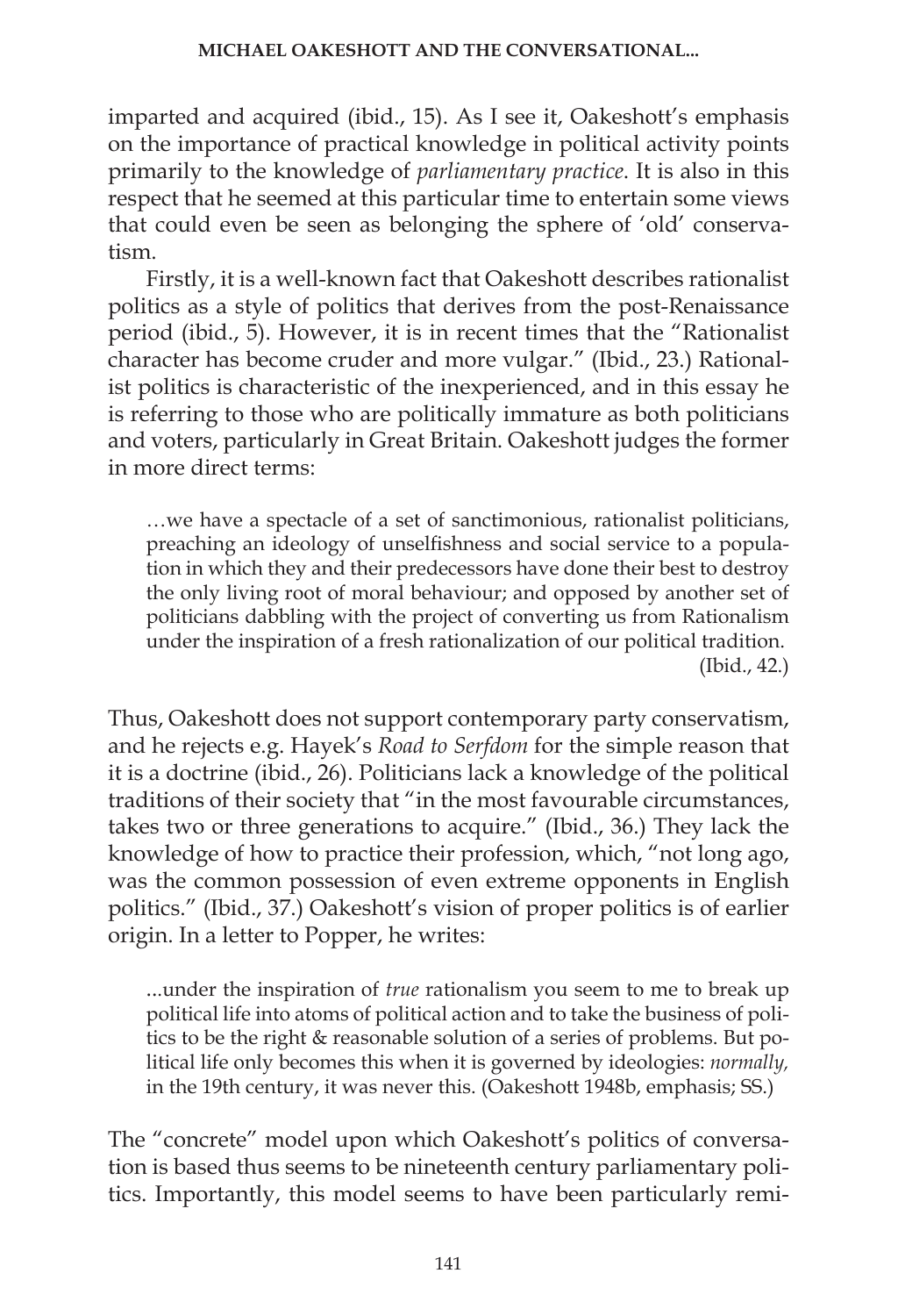imparted and acquired (ibid., 15). As I see it, Oakeshott's emphasis on the importance of practical knowledge in political activity points primarily to the knowledge of *parliamentary practice*. It is also in this respect that he seemed at this particular time to entertain some views that could even be seen as belonging the sphere of 'old' conservatism.

Firstly, it is a well-known fact that Oakeshott describes rationalist politics as a style of politics that derives from the post-Renaissance period (ibid., 5). However, it is in recent times that the "Rationalist character has become cruder and more vulgar." (Ibid., 23.) Rationalist politics is characteristic of the inexperienced, and in this essay he is referring to those who are politically immature as both politicians and voters, particularly in Great Britain. Oakeshott judges the former in more direct terms:

> …we have a spectacle of a set of sanctimonious, rationalist politicians, preaching an ideology of unselfishness and social service to a population in which they and their predecessors have done their best to destroy the only living root of moral behaviour; and opposed by another set of politicians dabbling with the project of converting us from Rationalism under the inspiration of a fresh rationalization of our political tradition. (Ibid., 42.)

Thus, Oakeshott does not support contemporary party conservatism, and he rejects e.g. Hayek's *Road to Serfdom* for the simple reason that it is a doctrine (ibid., 26). Politicians lack a knowledge of the political traditions of their society that "in the most favourable circumstances, takes two or three generations to acquire." (Ibid., 36.) They lack the knowledge of how to practice their profession, which, "not long ago, was the common possession of even extreme opponents in English politics." (Ibid., 37.) Oakeshott's vision of proper politics is of earlier origin. In a letter to Popper, he writes:

> ...under the inspiration of *true* rationalism you seem to me to break up political life into atoms of political action and to take the business of politics to be the right & reasonable solution of a series of problems. But political life only becomes this when it is governed by ideologies: *normally,* in the 19th century, it was never this. (Oakeshott 1948b, emphasis; SS.)

The "concrete" model upon which Oakeshott's politics of conversation is based thus seems to be nineteenth century parliamentary politics. Importantly, this model seems to have been particularly remi-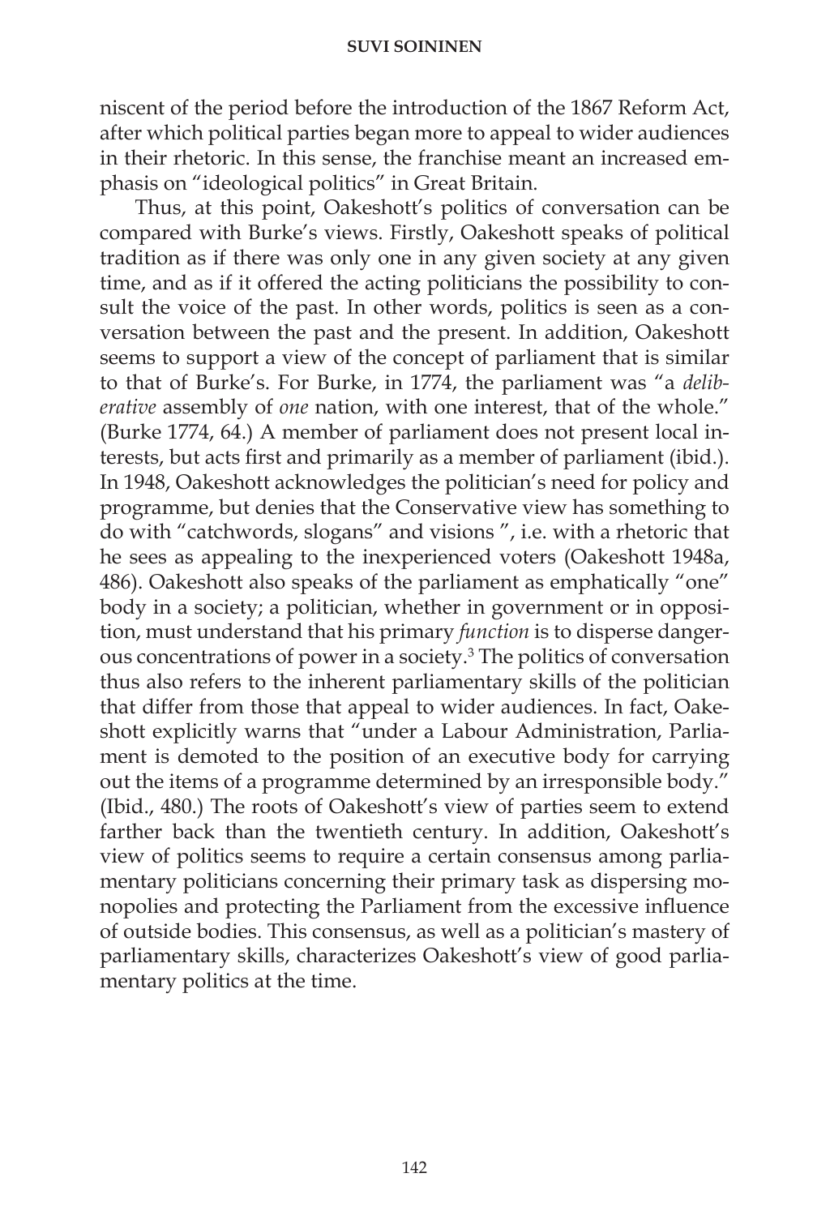niscent of the period before the introduction of the 1867 Reform Act, after which political parties began more to appeal to wider audiences in their rhetoric. In this sense, the franchise meant an increased emphasis on "ideological politics" in Great Britain.

Thus, at this point, Oakeshott's politics of conversation can be compared with Burke's views. Firstly, Oakeshott speaks of political tradition as if there was only one in any given society at any given time, and as if it offered the acting politicians the possibility to consult the voice of the past. In other words, politics is seen as a conversation between the past and the present. In addition, Oakeshott seems to support a view of the concept of parliament that is similar to that of Burke's. For Burke, in 1774, the parliament was "a *deliberative* assembly of *one* nation, with one interest, that of the whole." (Burke 1774, 64.) A member of parliament does not present local interests, but acts first and primarily as a member of parliament (ibid.). In 1948, Oakeshott acknowledges the politician's need for policy and programme, but denies that the Conservative view has something to do with "catchwords, slogans" and visions ", i.e. with a rhetoric that he sees as appealing to the inexperienced voters (Oakeshott 1948a, 486). Oakeshott also speaks of the parliament as emphatically "one" body in a society; a politician, whether in government or in opposition, must understand that his primary *function* is to disperse dangerous concentrations of power in a society.[3] The politics of conversation thus also refers to the inherent parliamentary skills of the politician that differ from those that appeal to wider audiences. In fact, Oakeshott explicitly warns that "under a Labour Administration, Parliament is demoted to the position of an executive body for carrying out the items of a programme determined by an irresponsible body." (Ibid., 480.) The roots of Oakeshott's view of parties seem to extend farther back than the twentieth century. In addition, Oakeshott's view of politics seems to require a certain consensus among parliamentary politicians concerning their primary task as dispersing monopolies and protecting the Parliament from the excessive influence of outside bodies. This consensus, as well as a politician's mastery of parliamentary skills, characterizes Oakeshott's view of good parliamentary politics at the time.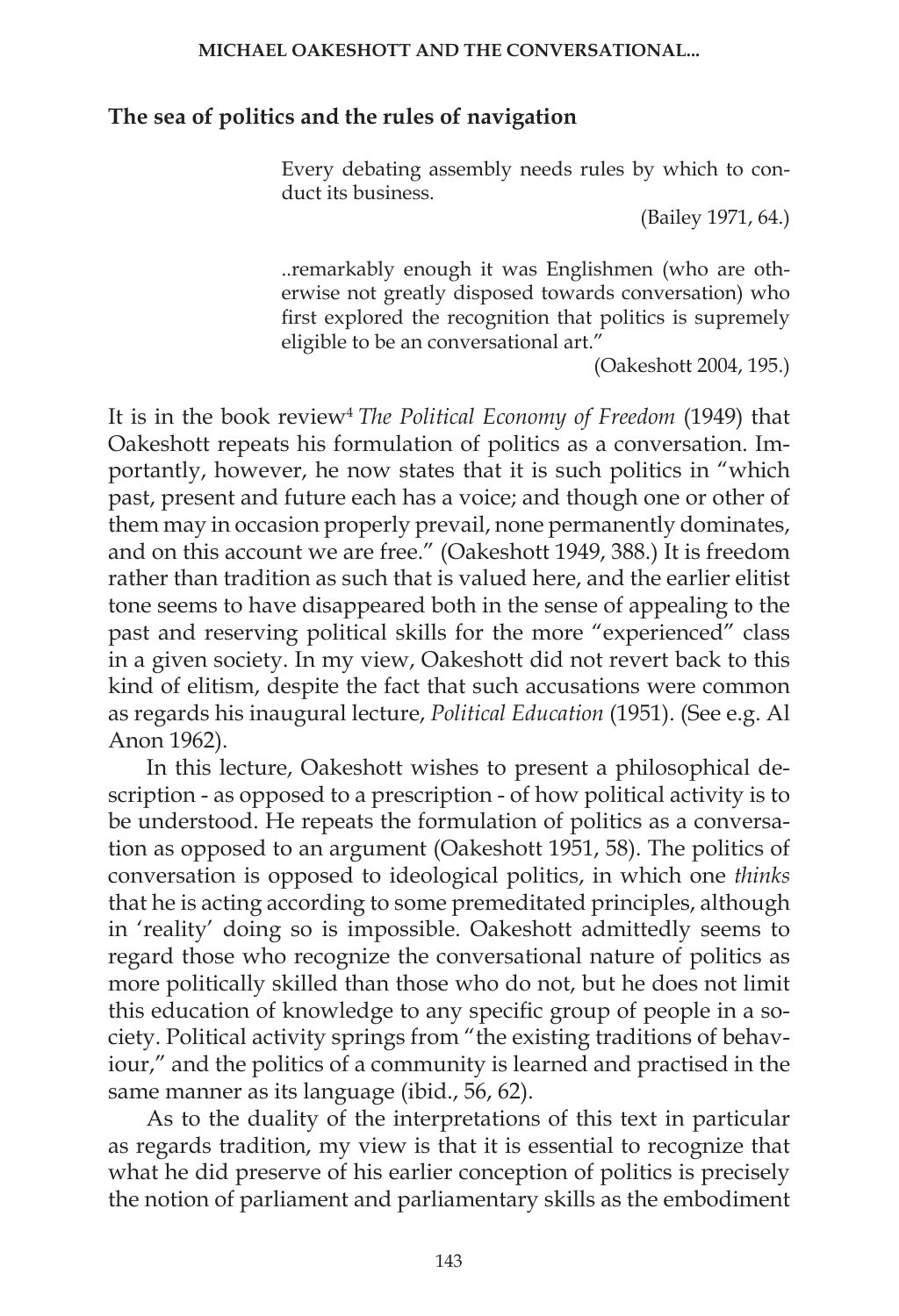## The sea of politics and the rules of navigation

> Every debating assembly needs rules by which to conduct its business.
>
> (Bailey 1971, 64.)

> ..remarkably enough it was Englishmen (who are otherwise not greatly disposed towards conversation) who first explored the recognition that politics is supremely eligible to be an conversational art."
>
> (Oakeshott 2004, 195.)

It is in the book review[4] *The Political Economy of Freedom* (1949) that Oakeshott repeats his formulation of politics as a conversation. Importantly, however, he now states that it is such politics in "which past, present and future each has a voice; and though one or other of them may in occasion properly prevail, none permanently dominates, and on this account we are free." (Oakeshott 1949, 388.) It is freedom rather than tradition as such that is valued here, and the earlier elitist tone seems to have disappeared both in the sense of appealing to the past and reserving political skills for the more "experienced" class in a given society. In my view, Oakeshott did not revert back to this kind of elitism, despite the fact that such accusations were common as regards his inaugural lecture, *Political Education* (1951). (See e.g. Al Anon 1962).

In this lecture, Oakeshott wishes to present a philosophical description - as opposed to a prescription - of how political activity is to be understood. He repeats the formulation of politics as a conversation as opposed to an argument (Oakeshott 1951, 58). The politics of conversation is opposed to ideological politics, in which one *thinks* that he is acting according to some premeditated principles, although in 'reality' doing so is impossible. Oakeshott admittedly seems to regard those who recognize the conversational nature of politics as more politically skilled than those who do not, but he does not limit this education of knowledge to any specific group of people in a society. Political activity springs from "the existing traditions of behaviour," and the politics of a community is learned and practised in the same manner as its language (ibid., 56, 62).

As to the duality of the interpretations of this text in particular as regards tradition, my view is that it is essential to recognize that what he did preserve of his earlier conception of politics is precisely the notion of parliament and parliamentary skills as the embodiment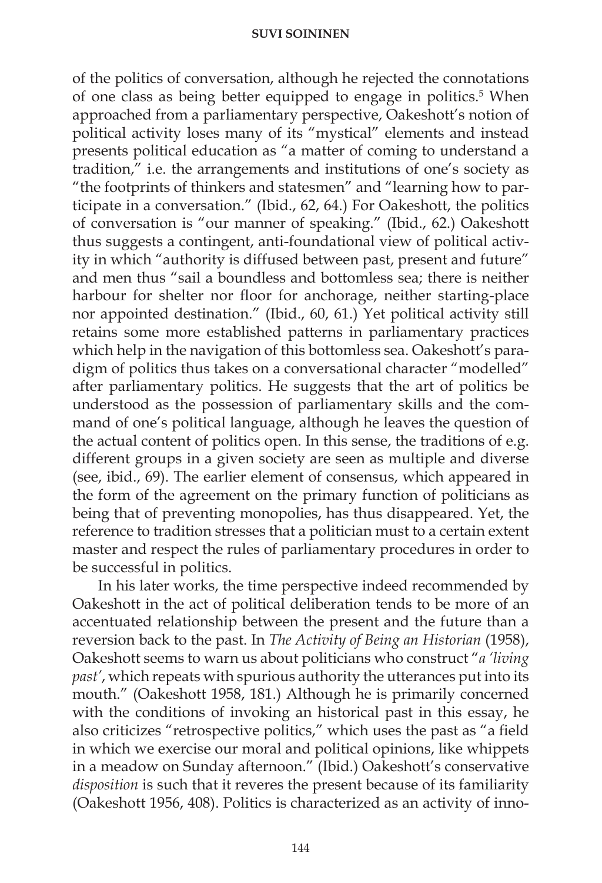of the politics of conversation, although he rejected the connotations of one class as being better equipped to engage in politics.[5] When approached from a parliamentary perspective, Oakeshott's notion of political activity loses many of its "mystical" elements and instead presents political education as "a matter of coming to understand a tradition," i.e. the arrangements and institutions of one's society as "the footprints of thinkers and statesmen" and "learning how to participate in a conversation." (Ibid., 62, 64.) For Oakeshott, the politics of conversation is "our manner of speaking." (Ibid., 62.) Oakeshott thus suggests a contingent, anti-foundational view of political activity in which "authority is diffused between past, present and future" and men thus "sail a boundless and bottomless sea; there is neither harbour for shelter nor floor for anchorage, neither starting-place nor appointed destination." (Ibid., 60, 61.) Yet political activity still retains some more established patterns in parliamentary practices which help in the navigation of this bottomless sea. Oakeshott's paradigm of politics thus takes on a conversational character "modelled" after parliamentary politics. He suggests that the art of politics be understood as the possession of parliamentary skills and the command of one's political language, although he leaves the question of the actual content of politics open. In this sense, the traditions of e.g. different groups in a given society are seen as multiple and diverse (see, ibid., 69). The earlier element of consensus, which appeared in the form of the agreement on the primary function of politicians as being that of preventing monopolies, has thus disappeared. Yet, the reference to tradition stresses that a politician must to a certain extent master and respect the rules of parliamentary procedures in order to be successful in politics.

In his later works, the time perspective indeed recommended by Oakeshott in the act of political deliberation tends to be more of an accentuated relationship between the present and the future than a reversion back to the past. In *The Activity of Being an Historian* (1958), Oakeshott seems to warn us about politicians who construct "*a 'living past'*, which repeats with spurious authority the utterances put into its mouth." (Oakeshott 1958, 181.) Although he is primarily concerned with the conditions of invoking an historical past in this essay, he also criticizes "retrospective politics," which uses the past as "a field in which we exercise our moral and political opinions, like whippets in a meadow on Sunday afternoon." (Ibid.) Oakeshott's conservative *disposition* is such that it reveres the present because of its familiarity (Oakeshott 1956, 408). Politics is characterized as an activity of inno-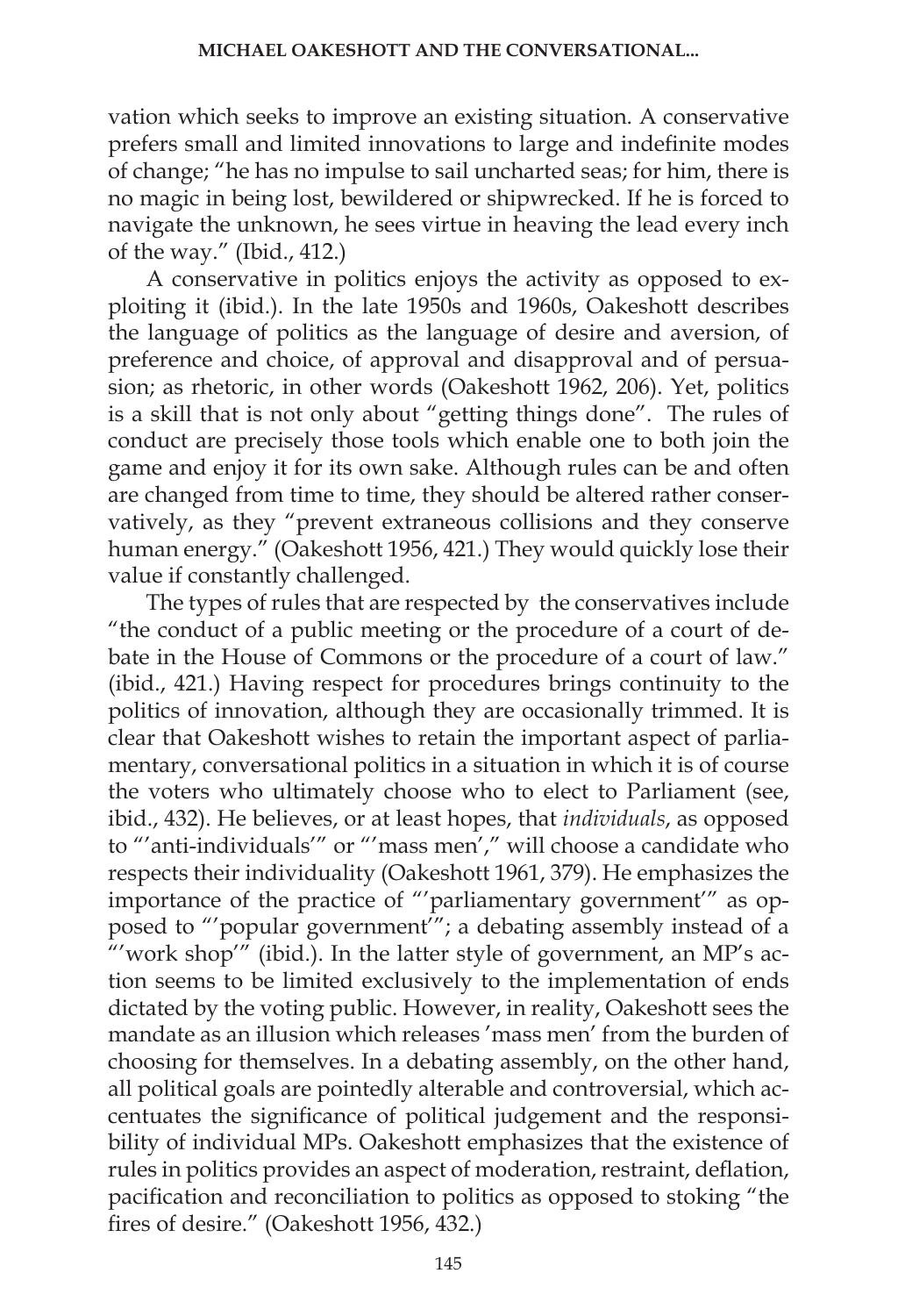vation which seeks to improve an existing situation. A conservative prefers small and limited innovations to large and indefinite modes of change; "he has no impulse to sail uncharted seas; for him, there is no magic in being lost, bewildered or shipwrecked. If he is forced to navigate the unknown, he sees virtue in heaving the lead every inch of the way." (Ibid., 412.)

A conservative in politics enjoys the activity as opposed to exploiting it (ibid.). In the late 1950s and 1960s, Oakeshott describes the language of politics as the language of desire and aversion, of preference and choice, of approval and disapproval and of persuasion; as rhetoric, in other words (Oakeshott 1962, 206). Yet, politics is a skill that is not only about "getting things done". The rules of conduct are precisely those tools which enable one to both join the game and enjoy it for its own sake. Although rules can be and often are changed from time to time, they should be altered rather conservatively, as they "prevent extraneous collisions and they conserve human energy." (Oakeshott 1956, 421.) They would quickly lose their value if constantly challenged.

The types of rules that are respected by the conservatives include "the conduct of a public meeting or the procedure of a court of debate in the House of Commons or the procedure of a court of law." (ibid., 421.) Having respect for procedures brings continuity to the politics of innovation, although they are occasionally trimmed. It is clear that Oakeshott wishes to retain the important aspect of parliamentary, conversational politics in a situation in which it is of course the voters who ultimately choose who to elect to Parliament (see, ibid., 432). He believes, or at least hopes, that *individuals*, as opposed to "'anti-individuals'" or "'mass men'," will choose a candidate who respects their individuality (Oakeshott 1961, 379). He emphasizes the importance of the practice of "'parliamentary government'" as opposed to "'popular government'"; a debating assembly instead of a "'work shop'" (ibid.). In the latter style of government, an MP's action seems to be limited exclusively to the implementation of ends dictated by the voting public. However, in reality, Oakeshott sees the mandate as an illusion which releases 'mass men' from the burden of choosing for themselves. In a debating assembly, on the other hand, all political goals are pointedly alterable and controversial, which accentuates the significance of political judgement and the responsibility of individual MPs. Oakeshott emphasizes that the existence of rules in politics provides an aspect of moderation, restraint, deflation, pacification and reconciliation to politics as opposed to stoking "the fires of desire." (Oakeshott 1956, 432.)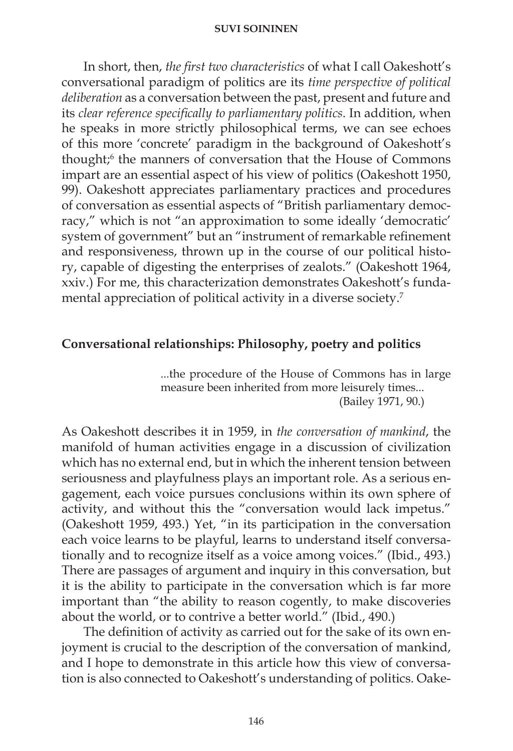In short, then, *the first two characteristics* of what I call Oakeshott's conversational paradigm of politics are its *time perspective of political deliberation* as a conversation between the past, present and future and its *clear reference specifically to parliamentary politics*. In addition, when he speaks in more strictly philosophical terms, we can see echoes of this more 'concrete' paradigm in the background of Oakeshott's thought;[6] the manners of conversation that the House of Commons impart are an essential aspect of his view of politics (Oakeshott 1950, 99). Oakeshott appreciates parliamentary practices and procedures of conversation as essential aspects of "British parliamentary democracy," which is not "an approximation to some ideally 'democratic' system of government" but an "instrument of remarkable refinement and responsiveness, thrown up in the course of our political history, capable of digesting the enterprises of zealots." (Oakeshott 1964, xxiv.) For me, this characterization demonstrates Oakeshott's fundamental appreciation of political activity in a diverse society.[7]

## Conversational relationships: Philosophy, poetry and politics

> ...the procedure of the House of Commons has in large measure been inherited from more leisurely times...
> (Bailey 1971, 90.)

As Oakeshott describes it in 1959, in *the conversation of mankind*, the manifold of human activities engage in a discussion of civilization which has no external end, but in which the inherent tension between seriousness and playfulness plays an important role. As a serious engagement, each voice pursues conclusions within its own sphere of activity, and without this the "conversation would lack impetus." (Oakeshott 1959, 493.) Yet, "in its participation in the conversation each voice learns to be playful, learns to understand itself conversationally and to recognize itself as a voice among voices." (Ibid., 493.) There are passages of argument and inquiry in this conversation, but it is the ability to participate in the conversation which is far more important than "the ability to reason cogently, to make discoveries about the world, or to contrive a better world." (Ibid., 490.)

The definition of activity as carried out for the sake of its own enjoyment is crucial to the description of the conversation of mankind, and I hope to demonstrate in this article how this view of conversation is also connected to Oakeshott's understanding of politics. Oake-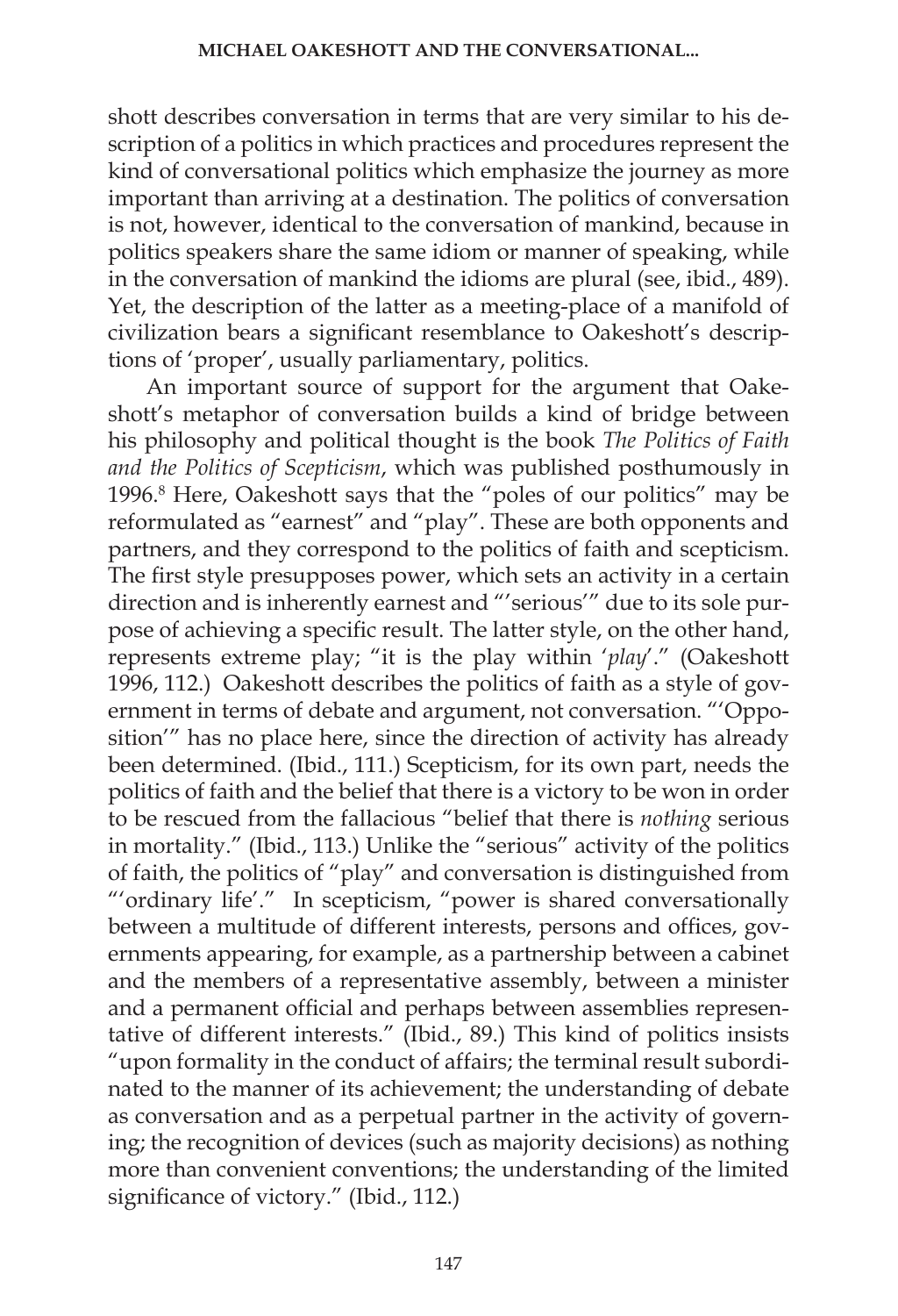shott describes conversation in terms that are very similar to his description of a politics in which practices and procedures represent the kind of conversational politics which emphasize the journey as more important than arriving at a destination. The politics of conversation is not, however, identical to the conversation of mankind, because in politics speakers share the same idiom or manner of speaking, while in the conversation of mankind the idioms are plural (see, ibid., 489). Yet, the description of the latter as a meeting-place of a manifold of civilization bears a significant resemblance to Oakeshott's descriptions of 'proper', usually parliamentary, politics.

An important source of support for the argument that Oakeshott's metaphor of conversation builds a kind of bridge between his philosophy and political thought is the book *The Politics of Faith and the Politics of Scepticism*, which was published posthumously in 1996.[8] Here, Oakeshott says that the "poles of our politics" may be reformulated as "earnest" and "play". These are both opponents and partners, and they correspond to the politics of faith and scepticism. The first style presupposes power, which sets an activity in a certain direction and is inherently earnest and "'serious'" due to its sole purpose of achieving a specific result. The latter style, on the other hand, represents extreme play; "it is the play within '*play*'." (Oakeshott 1996, 112.) Oakeshott describes the politics of faith as a style of government in terms of debate and argument, not conversation. "'Opposition'" has no place here, since the direction of activity has already been determined. (Ibid., 111.) Scepticism, for its own part, needs the politics of faith and the belief that there is a victory to be won in order to be rescued from the fallacious "belief that there is *nothing* serious in mortality." (Ibid., 113.) Unlike the "serious" activity of the politics of faith, the politics of "play" and conversation is distinguished from "'ordinary life'." In scepticism, "power is shared conversationally between a multitude of different interests, persons and offices, governments appearing, for example, as a partnership between a cabinet and the members of a representative assembly, between a minister and a permanent official and perhaps between assemblies representative of different interests." (Ibid., 89.) This kind of politics insists "upon formality in the conduct of affairs; the terminal result subordinated to the manner of its achievement; the understanding of debate as conversation and as a perpetual partner in the activity of governing; the recognition of devices (such as majority decisions) as nothing more than convenient conventions; the understanding of the limited significance of victory." (Ibid., 112.)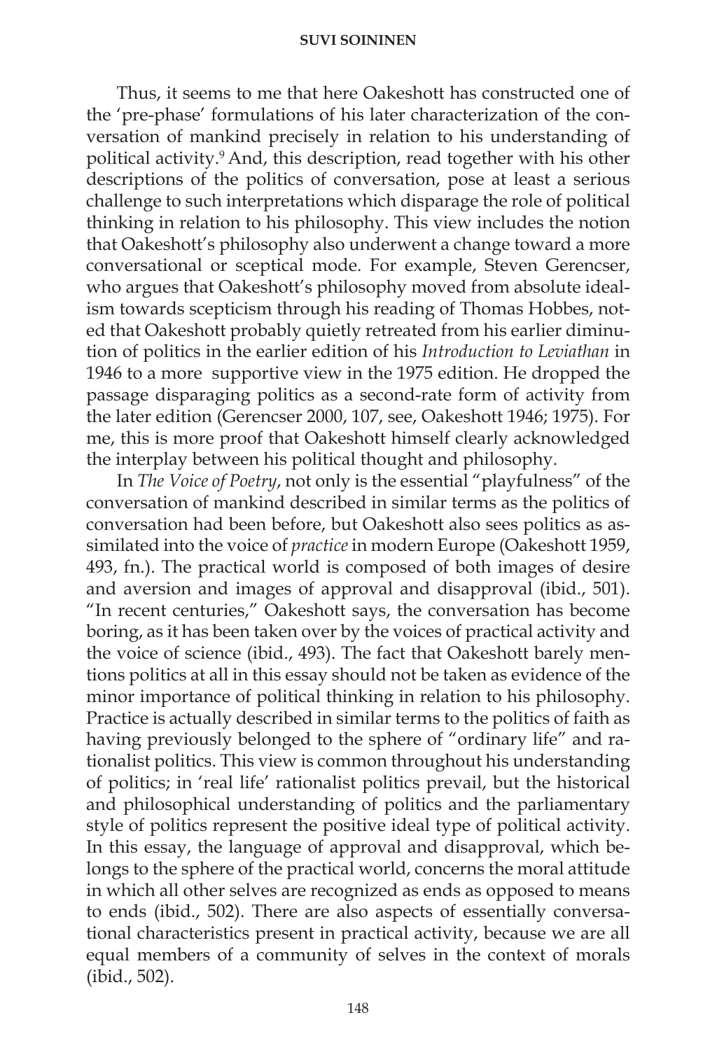Thus, it seems to me that here Oakeshott has constructed one of the 'pre-phase' formulations of his later characterization of the conversation of mankind precisely in relation to his understanding of political activity.[9] And, this description, read together with his other descriptions of the politics of conversation, pose at least a serious challenge to such interpretations which disparage the role of political thinking in relation to his philosophy. This view includes the notion that Oakeshott's philosophy also underwent a change toward a more conversational or sceptical mode. For example, Steven Gerencser, who argues that Oakeshott's philosophy moved from absolute idealism towards scepticism through his reading of Thomas Hobbes, noted that Oakeshott probably quietly retreated from his earlier diminution of politics in the earlier edition of his *Introduction to Leviathan* in 1946 to a more supportive view in the 1975 edition. He dropped the passage disparaging politics as a second-rate form of activity from the later edition (Gerencser 2000, 107, see, Oakeshott 1946; 1975). For me, this is more proof that Oakeshott himself clearly acknowledged the interplay between his political thought and philosophy.

In *The Voice of Poetry*, not only is the essential "playfulness" of the conversation of mankind described in similar terms as the politics of conversation had been before, but Oakeshott also sees politics as assimilated into the voice of *practice* in modern Europe (Oakeshott 1959, 493, fn.). The practical world is composed of both images of desire and aversion and images of approval and disapproval (ibid., 501). "In recent centuries," Oakeshott says, the conversation has become boring, as it has been taken over by the voices of practical activity and the voice of science (ibid., 493). The fact that Oakeshott barely mentions politics at all in this essay should not be taken as evidence of the minor importance of political thinking in relation to his philosophy. Practice is actually described in similar terms to the politics of faith as having previously belonged to the sphere of "ordinary life" and rationalist politics. This view is common throughout his understanding of politics; in 'real life' rationalist politics prevail, but the historical and philosophical understanding of politics and the parliamentary style of politics represent the positive ideal type of political activity. In this essay, the language of approval and disapproval, which belongs to the sphere of the practical world, concerns the moral attitude in which all other selves are recognized as ends as opposed to means to ends (ibid., 502). There are also aspects of essentially conversational characteristics present in practical activity, because we are all equal members of a community of selves in the context of morals (ibid., 502).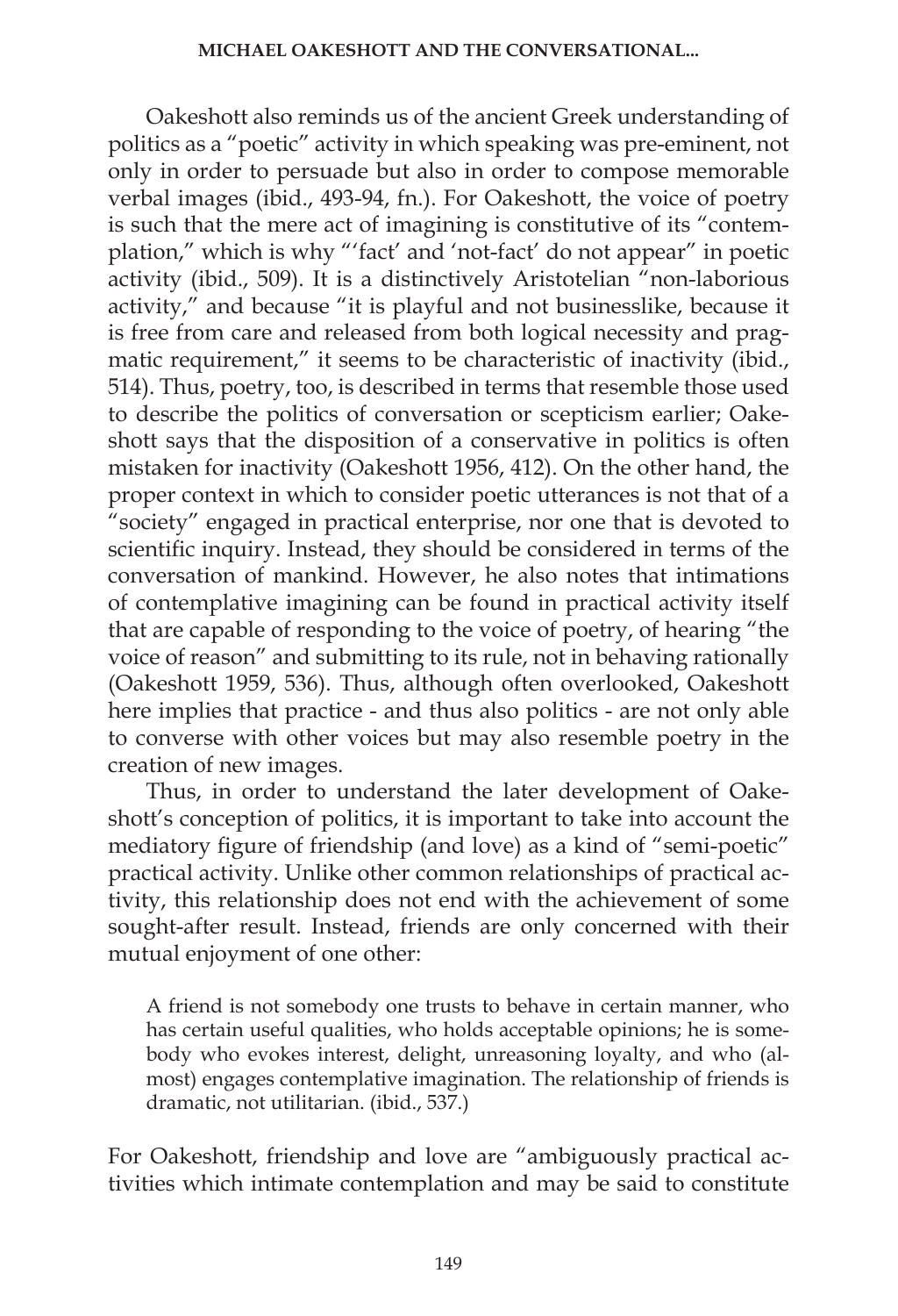Oakeshott also reminds us of the ancient Greek understanding of politics as a "poetic" activity in which speaking was pre-eminent, not only in order to persuade but also in order to compose memorable verbal images (ibid., 493-94, fn.). For Oakeshott, the voice of poetry is such that the mere act of imagining is constitutive of its "contemplation," which is why "'fact' and 'not-fact' do not appear" in poetic activity (ibid., 509). It is a distinctively Aristotelian "non-laborious activity," and because "it is playful and not businesslike, because it is free from care and released from both logical necessity and pragmatic requirement," it seems to be characteristic of inactivity (ibid., 514). Thus, poetry, too, is described in terms that resemble those used to describe the politics of conversation or scepticism earlier; Oakeshott says that the disposition of a conservative in politics is often mistaken for inactivity (Oakeshott 1956, 412). On the other hand, the proper context in which to consider poetic utterances is not that of a "society" engaged in practical enterprise, nor one that is devoted to scientific inquiry. Instead, they should be considered in terms of the conversation of mankind. However, he also notes that intimations of contemplative imagining can be found in practical activity itself that are capable of responding to the voice of poetry, of hearing "the voice of reason" and submitting to its rule, not in behaving rationally (Oakeshott 1959, 536). Thus, although often overlooked, Oakeshott here implies that practice - and thus also politics - are not only able to converse with other voices but may also resemble poetry in the creation of new images.

Thus, in order to understand the later development of Oakeshott's conception of politics, it is important to take into account the mediatory figure of friendship (and love) as a kind of "semi-poetic" practical activity. Unlike other common relationships of practical activity, this relationship does not end with the achievement of some sought-after result. Instead, friends are only concerned with their mutual enjoyment of one other:

> A friend is not somebody one trusts to behave in certain manner, who has certain useful qualities, who holds acceptable opinions; he is somebody who evokes interest, delight, unreasoning loyalty, and who (almost) engages contemplative imagination. The relationship of friends is dramatic, not utilitarian. (ibid., 537.)

For Oakeshott, friendship and love are "ambiguously practical activities which intimate contemplation and may be said to constitute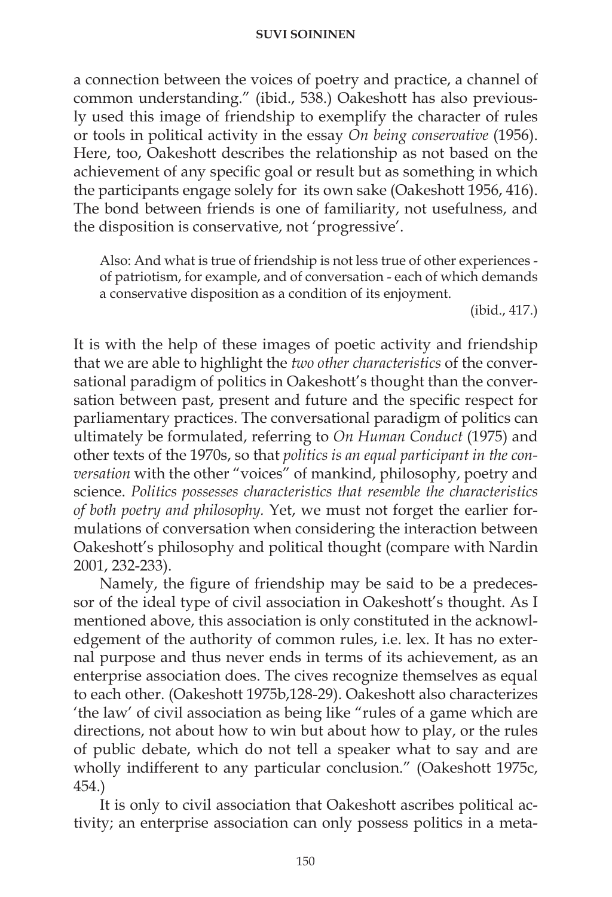a connection between the voices of poetry and practice, a channel of common understanding." (ibid., 538.) Oakeshott has also previously used this image of friendship to exemplify the character of rules or tools in political activity in the essay *On being conservative* (1956). Here, too, Oakeshott describes the relationship as not based on the achievement of any specific goal or result but as something in which the participants engage solely for its own sake (Oakeshott 1956, 416). The bond between friends is one of familiarity, not usefulness, and the disposition is conservative, not 'progressive'.

> Also: And what is true of friendship is not less true of other experiences - of patriotism, for example, and of conversation - each of which demands a conservative disposition as a condition of its enjoyment.
>
> (ibid., 417.)

It is with the help of these images of poetic activity and friendship that we are able to highlight the *two other characteristics* of the conversational paradigm of politics in Oakeshott's thought than the conversation between past, present and future and the specific respect for parliamentary practices. The conversational paradigm of politics can ultimately be formulated, referring to *On Human Conduct* (1975) and other texts of the 1970s, so that *politics is an equal participant in the conversation* with the other "voices" of mankind, philosophy, poetry and science. *Politics possesses characteristics that resemble the characteristics of both poetry and philosophy.* Yet, we must not forget the earlier formulations of conversation when considering the interaction between Oakeshott's philosophy and political thought (compare with Nardin 2001, 232-233).

Namely, the figure of friendship may be said to be a predecessor of the ideal type of civil association in Oakeshott's thought. As I mentioned above, this association is only constituted in the acknowledgement of the authority of common rules, i.e. lex. It has no external purpose and thus never ends in terms of its achievement, as an enterprise association does. The cives recognize themselves as equal to each other. (Oakeshott 1975b,128-29). Oakeshott also characterizes 'the law' of civil association as being like "rules of a game which are directions, not about how to win but about how to play, or the rules of public debate, which do not tell a speaker what to say and are wholly indifferent to any particular conclusion." (Oakeshott 1975c, 454.)

It is only to civil association that Oakeshott ascribes political activity; an enterprise association can only possess politics in a meta-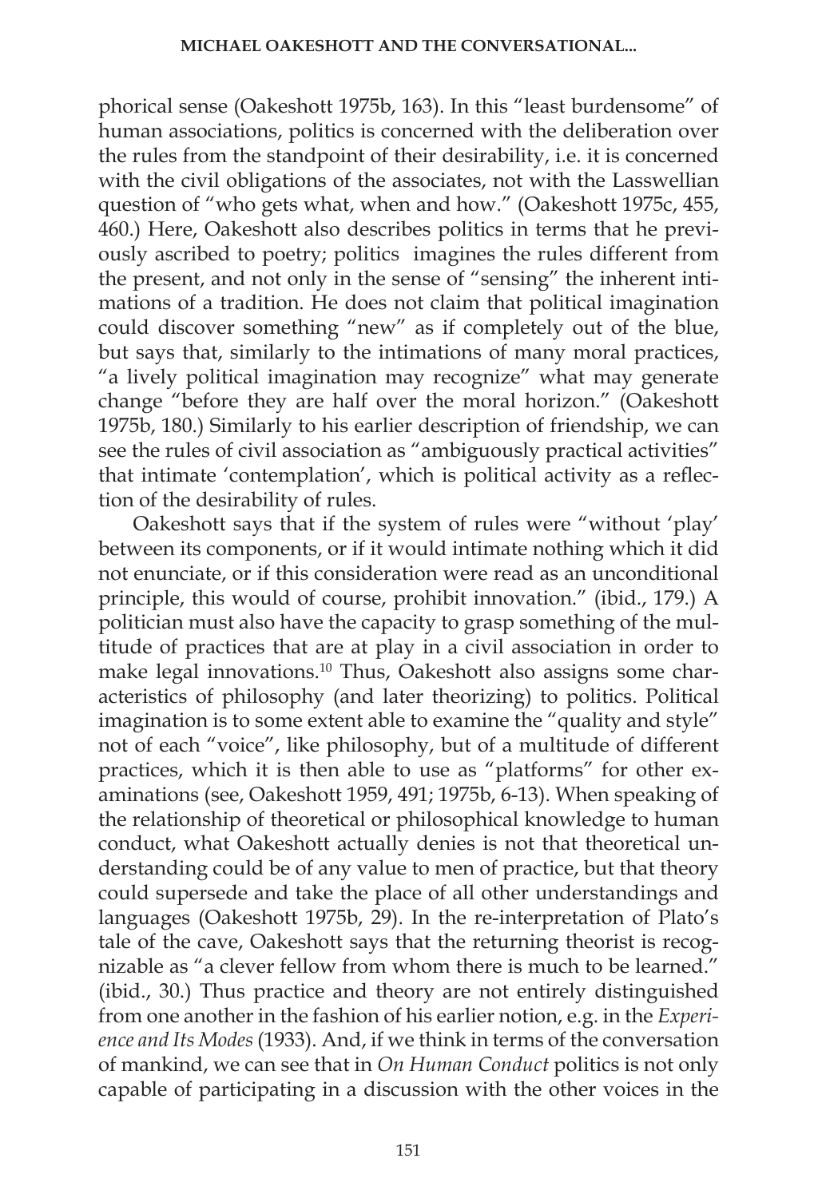phorical sense (Oakeshott 1975b, 163). In this "least burdensome" of human associations, politics is concerned with the deliberation over the rules from the standpoint of their desirability, i.e. it is concerned with the civil obligations of the associates, not with the Lasswellian question of "who gets what, when and how." (Oakeshott 1975c, 455, 460.) Here, Oakeshott also describes politics in terms that he previously ascribed to poetry; politics imagines the rules different from the present, and not only in the sense of "sensing" the inherent intimations of a tradition. He does not claim that political imagination could discover something "new" as if completely out of the blue, but says that, similarly to the intimations of many moral practices, "a lively political imagination may recognize" what may generate change "before they are half over the moral horizon." (Oakeshott 1975b, 180.) Similarly to his earlier description of friendship, we can see the rules of civil association as "ambiguously practical activities" that intimate 'contemplation', which is political activity as a reflection of the desirability of rules.

Oakeshott says that if the system of rules were "without 'play' between its components, or if it would intimate nothing which it did not enunciate, or if this consideration were read as an unconditional principle, this would of course, prohibit innovation." (ibid., 179.) A politician must also have the capacity to grasp something of the multitude of practices that are at play in a civil association in order to make legal innovations.[10] Thus, Oakeshott also assigns some characteristics of philosophy (and later theorizing) to politics. Political imagination is to some extent able to examine the "quality and style" not of each "voice", like philosophy, but of a multitude of different practices, which it is then able to use as "platforms" for other examinations (see, Oakeshott 1959, 491; 1975b, 6-13). When speaking of the relationship of theoretical or philosophical knowledge to human conduct, what Oakeshott actually denies is not that theoretical understanding could be of any value to men of practice, but that theory could supersede and take the place of all other understandings and languages (Oakeshott 1975b, 29). In the re-interpretation of Plato's tale of the cave, Oakeshott says that the returning theorist is recognizable as "a clever fellow from whom there is much to be learned." (ibid., 30.) Thus practice and theory are not entirely distinguished from one another in the fashion of his earlier notion, e.g. in the *Experience and Its Modes* (1933). And, if we think in terms of the conversation of mankind, we can see that in *On Human Conduct* politics is not only capable of participating in a discussion with the other voices in the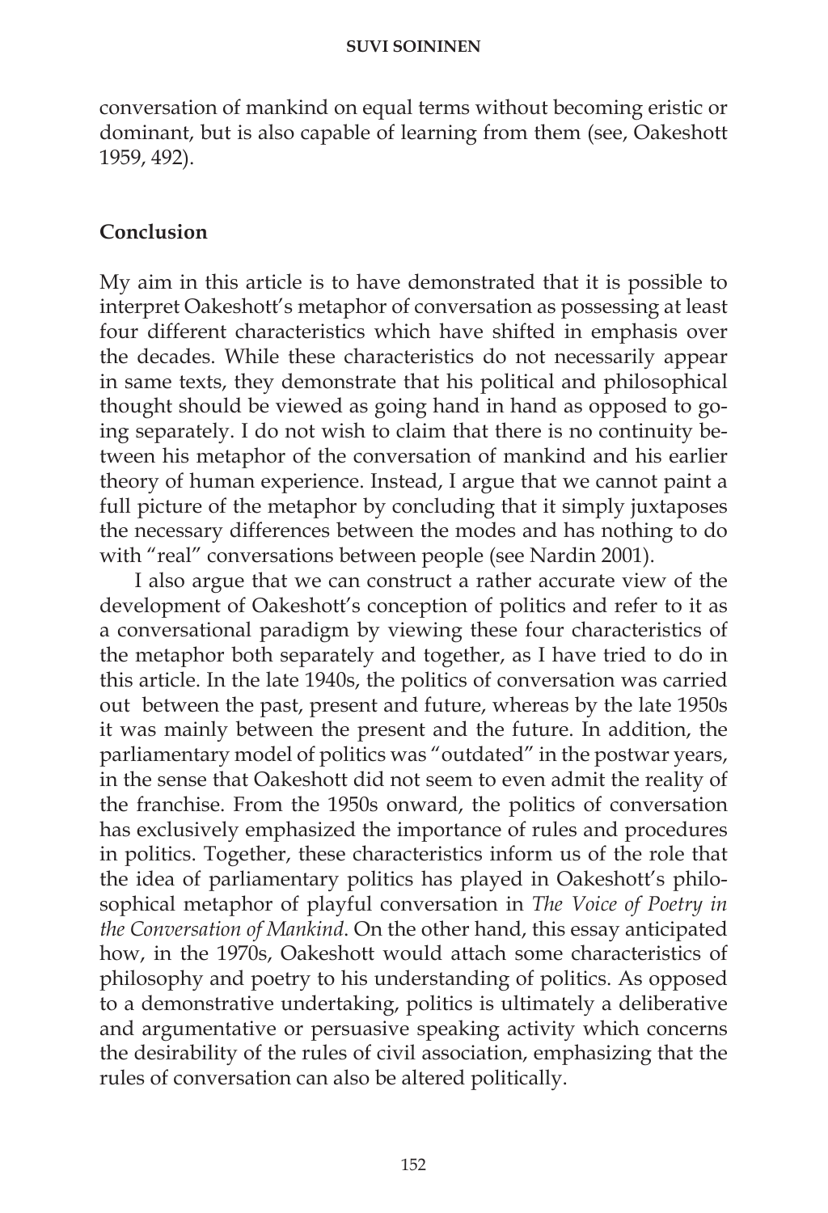conversation of mankind on equal terms without becoming eristic or dominant, but is also capable of learning from them (see, Oakeshott 1959, 492).

## Conclusion

My aim in this article is to have demonstrated that it is possible to interpret Oakeshott's metaphor of conversation as possessing at least four different characteristics which have shifted in emphasis over the decades. While these characteristics do not necessarily appear in same texts, they demonstrate that his political and philosophical thought should be viewed as going hand in hand as opposed to going separately. I do not wish to claim that there is no continuity between his metaphor of the conversation of mankind and his earlier theory of human experience. Instead, I argue that we cannot paint a full picture of the metaphor by concluding that it simply juxtaposes the necessary differences between the modes and has nothing to do with "real" conversations between people (see Nardin 2001).

I also argue that we can construct a rather accurate view of the development of Oakeshott's conception of politics and refer to it as a conversational paradigm by viewing these four characteristics of the metaphor both separately and together, as I have tried to do in this article. In the late 1940s, the politics of conversation was carried out between the past, present and future, whereas by the late 1950s it was mainly between the present and the future. In addition, the parliamentary model of politics was "outdated" in the postwar years, in the sense that Oakeshott did not seem to even admit the reality of the franchise. From the 1950s onward, the politics of conversation has exclusively emphasized the importance of rules and procedures in politics. Together, these characteristics inform us of the role that the idea of parliamentary politics has played in Oakeshott's philosophical metaphor of playful conversation in *The Voice of Poetry in the Conversation of Mankind*. On the other hand, this essay anticipated how, in the 1970s, Oakeshott would attach some characteristics of philosophy and poetry to his understanding of politics. As opposed to a demonstrative undertaking, politics is ultimately a deliberative and argumentative or persuasive speaking activity which concerns the desirability of the rules of civil association, emphasizing that the rules of conversation can also be altered politically.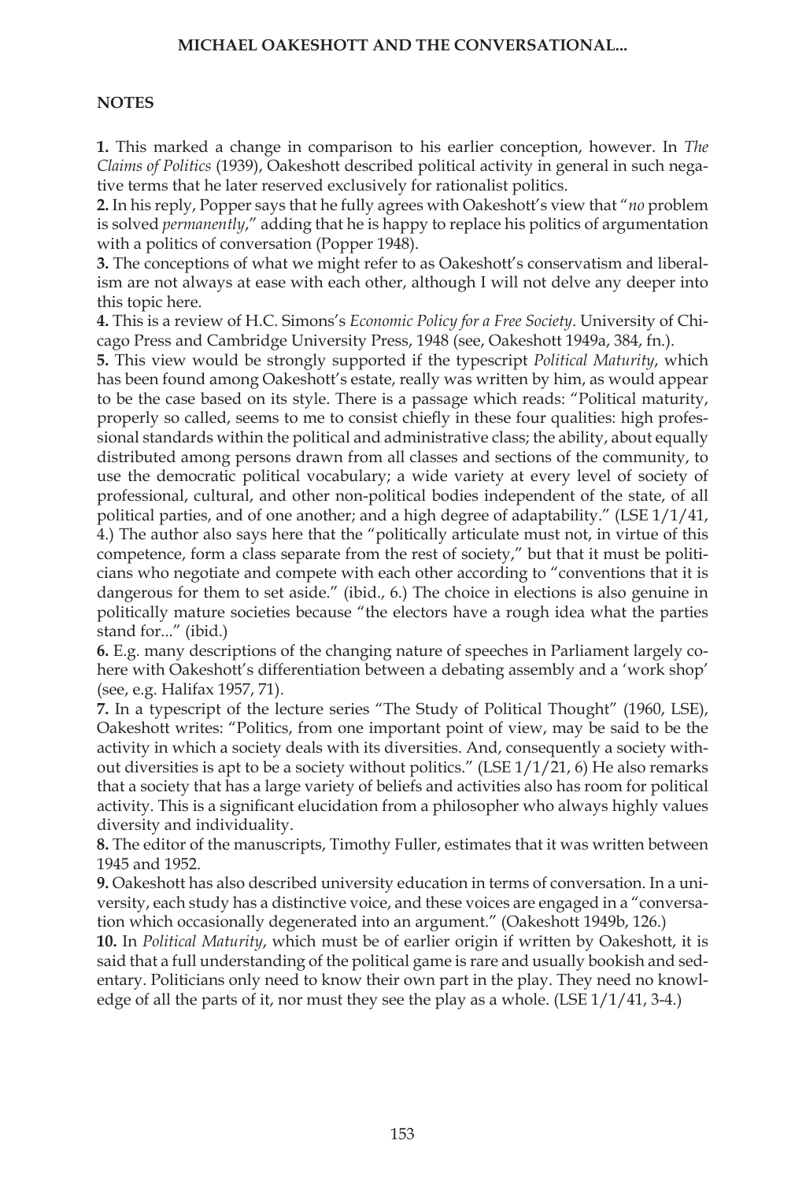## NOTES

**1.** This marked a change in comparison to his earlier conception, however. In *The Claims of Politics* (1939), Oakeshott described political activity in general in such negative terms that he later reserved exclusively for rationalist politics.

**2.** In his reply, Popper says that he fully agrees with Oakeshott's view that "*no* problem is solved *permanently*," adding that he is happy to replace his politics of argumentation with a politics of conversation (Popper 1948).

**3.** The conceptions of what we might refer to as Oakeshott's conservatism and liberalism are not always at ease with each other, although I will not delve any deeper into this topic here.

**4.** This is a review of H.C. Simons's *Economic Policy for a Free Society*. University of Chicago Press and Cambridge University Press, 1948 (see, Oakeshott 1949a, 384, fn.).

**5.** This view would be strongly supported if the typescript *Political Maturity*, which has been found among Oakeshott's estate, really was written by him, as would appear to be the case based on its style. There is a passage which reads: "Political maturity, properly so called, seems to me to consist chiefly in these four qualities: high professional standards within the political and administrative class; the ability, about equally distributed among persons drawn from all classes and sections of the community, to use the democratic political vocabulary; a wide variety at every level of society of professional, cultural, and other non-political bodies independent of the state, of all political parties, and of one another; and a high degree of adaptability." (LSE 1/1/41, 4.) The author also says here that the "politically articulate must not, in virtue of this competence, form a class separate from the rest of society," but that it must be politicians who negotiate and compete with each other according to "conventions that it is dangerous for them to set aside." (ibid., 6.) The choice in elections is also genuine in politically mature societies because "the electors have a rough idea what the parties stand for..." (ibid.)

**6.** E.g. many descriptions of the changing nature of speeches in Parliament largely cohere with Oakeshott's differentiation between a debating assembly and a 'work shop' (see, e.g. Halifax 1957, 71).

**7.** In a typescript of the lecture series "The Study of Political Thought" (1960, LSE), Oakeshott writes: "Politics, from one important point of view, may be said to be the activity in which a society deals with its diversities. And, consequently a society without diversities is apt to be a society without politics." (LSE 1/1/21, 6) He also remarks that a society that has a large variety of beliefs and activities also has room for political activity. This is a significant elucidation from a philosopher who always highly values diversity and individuality.

**8.** The editor of the manuscripts, Timothy Fuller, estimates that it was written between 1945 and 1952.

**9.** Oakeshott has also described university education in terms of conversation. In a university, each study has a distinctive voice, and these voices are engaged in a "conversation which occasionally degenerated into an argument." (Oakeshott 1949b, 126.)

**10.** In *Political Maturity*, which must be of earlier origin if written by Oakeshott, it is said that a full understanding of the political game is rare and usually bookish and sedentary. Politicians only need to know their own part in the play. They need no knowledge of all the parts of it, nor must they see the play as a whole. (LSE 1/1/41, 3-4.)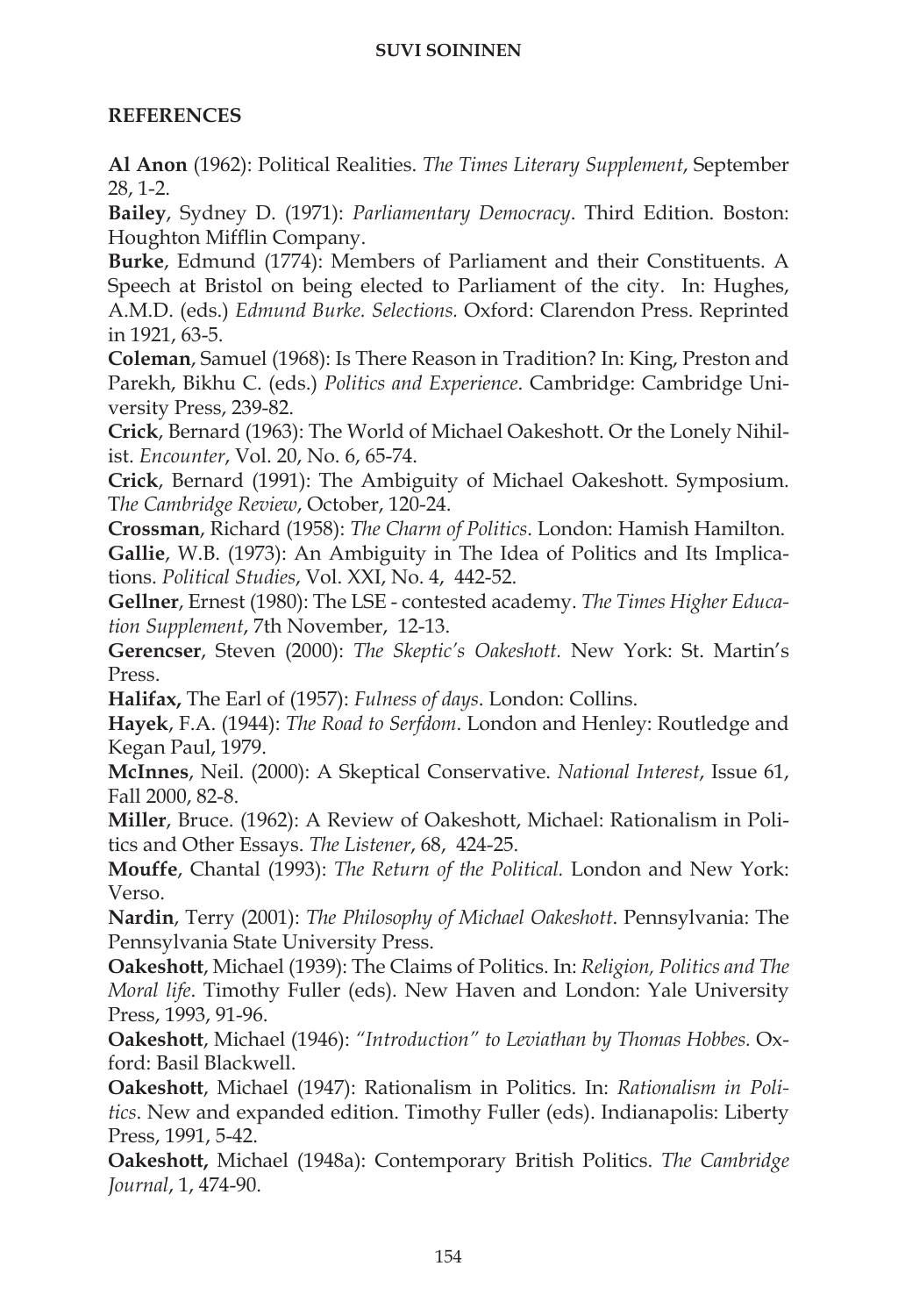## REFERENCES

**Al Anon** (1962): Political Realities. *The Times Literary Supplement*, September 28, 1-2.

**Bailey**, Sydney D. (1971): *Parliamentary Democracy*. Third Edition. Boston: Houghton Mifflin Company.

**Burke**, Edmund (1774): Members of Parliament and their Constituents. A Speech at Bristol on being elected to Parliament of the city. In: Hughes, A.M.D. (eds.) *Edmund Burke. Selections.* Oxford: Clarendon Press. Reprinted in 1921, 63-5.

**Coleman**, Samuel (1968): Is There Reason in Tradition? In: King, Preston and Parekh, Bikhu C. (eds.) *Politics and Experience*. Cambridge: Cambridge University Press, 239-82.

**Crick**, Bernard (1963): The World of Michael Oakeshott. Or the Lonely Nihilist. *Encounter*, Vol. 20, No. 6, 65-74.

**Crick**, Bernard (1991): The Ambiguity of Michael Oakeshott. Symposium. *The Cambridge Review*, October, 120-24.

**Crossman**, Richard (1958): *The Charm of Politics*. London: Hamish Hamilton.

**Gallie**, W.B. (1973): An Ambiguity in The Idea of Politics and Its Implications. *Political Studies*, Vol. XXI, No. 4, 442-52.

**Gellner**, Ernest (1980): The LSE - contested academy. *The Times Higher Education Supplement*, 7th November, 12-13.

**Gerencser**, Steven (2000): *The Skeptic's Oakeshott.* New York: St. Martin's Press.

**Halifax,** The Earl of (1957): *Fulness of days*. London: Collins.

**Hayek**, F.A. (1944): *The Road to Serfdom*. London and Henley: Routledge and Kegan Paul, 1979.

**McInnes**, Neil. (2000): A Skeptical Conservative. *National Interest*, Issue 61, Fall 2000, 82-8.

**Miller**, Bruce. (1962): A Review of Oakeshott, Michael: Rationalism in Politics and Other Essays. *The Listener*, 68, 424-25.

**Mouffe**, Chantal (1993): *The Return of the Political.* London and New York: Verso.

**Nardin**, Terry (2001): *The Philosophy of Michael Oakeshott*. Pennsylvania: The Pennsylvania State University Press.

**Oakeshott**, Michael (1939): The Claims of Politics. In: *Religion, Politics and The Moral life*. Timothy Fuller (eds). New Haven and London: Yale University Press, 1993, 91-96.

**Oakeshott**, Michael (1946): *"Introduction" to Leviathan by Thomas Hobbes*. Oxford: Basil Blackwell.

**Oakeshott**, Michael (1947): Rationalism in Politics. In: *Rationalism in Politics*. New and expanded edition. Timothy Fuller (eds). Indianapolis: Liberty Press, 1991, 5-42.

**Oakeshott,** Michael (1948a): Contemporary British Politics. *The Cambridge Journal*, 1, 474-90.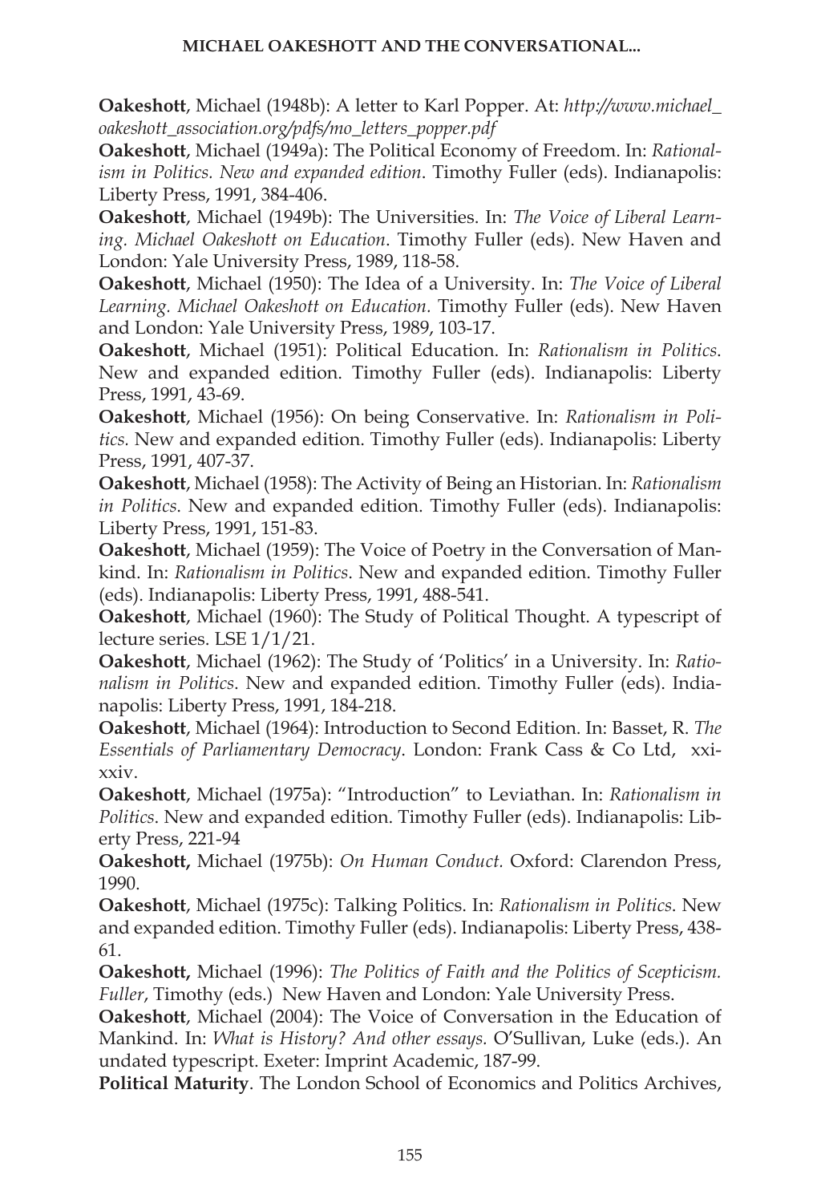**Oakeshott**, Michael (1948b): A letter to Karl Popper. At: *http://www.michael_oakeshott_association.org/pdfs/mo_letters_popper.pdf*

**Oakeshott**, Michael (1949a): The Political Economy of Freedom. In: *Rationalism in Politics. New and expanded edition*. Timothy Fuller (eds). Indianapolis: Liberty Press, 1991, 384-406.

**Oakeshott**, Michael (1949b): The Universities. In: *The Voice of Liberal Learning. Michael Oakeshott on Education*. Timothy Fuller (eds). New Haven and London: Yale University Press, 1989, 118-58.

**Oakeshott**, Michael (1950): The Idea of a University. In: *The Voice of Liberal Learning. Michael Oakeshott on Education.* Timothy Fuller (eds). New Haven and London: Yale University Press, 1989, 103-17.

**Oakeshott**, Michael (1951): Political Education. In: *Rationalism in Politics*. New and expanded edition. Timothy Fuller (eds). Indianapolis: Liberty Press, 1991, 43-69.

**Oakeshott**, Michael (1956): On being Conservative. In: *Rationalism in Politics.* New and expanded edition. Timothy Fuller (eds). Indianapolis: Liberty Press, 1991, 407-37.

**Oakeshott**, Michael (1958): The Activity of Being an Historian. In: *Rationalism in Politics*. New and expanded edition. Timothy Fuller (eds). Indianapolis: Liberty Press, 1991, 151-83.

**Oakeshott**, Michael (1959): The Voice of Poetry in the Conversation of Mankind. In: *Rationalism in Politics*. New and expanded edition. Timothy Fuller (eds). Indianapolis: Liberty Press, 1991, 488-541.

**Oakeshott**, Michael (1960): The Study of Political Thought. A typescript of lecture series. LSE 1/1/21.

**Oakeshott**, Michael (1962): The Study of 'Politics' in a University. In: *Rationalism in Politics*. New and expanded edition. Timothy Fuller (eds). Indianapolis: Liberty Press, 1991, 184-218.

**Oakeshott**, Michael (1964): Introduction to Second Edition. In: Basset, R. *The Essentials of Parliamentary Democracy*. London: Frank Cass & Co Ltd, xxi-xxiv.

**Oakeshott**, Michael (1975a): "Introduction" to Leviathan. In: *Rationalism in Politics*. New and expanded edition. Timothy Fuller (eds). Indianapolis: Liberty Press, 221-94

**Oakeshott,** Michael (1975b): *On Human Conduct.* Oxford: Clarendon Press, 1990.

**Oakeshott**, Michael (1975c): Talking Politics. In: *Rationalism in Politics*. New and expanded edition. Timothy Fuller (eds). Indianapolis: Liberty Press, 438-61.

**Oakeshott,** Michael (1996): *The Politics of Faith and the Politics of Scepticism. Fuller*, Timothy (eds.) New Haven and London: Yale University Press.

**Oakeshott**, Michael (2004): The Voice of Conversation in the Education of Mankind. In: *What is History? And other essays.* O'Sullivan, Luke (eds.). An undated typescript. Exeter: Imprint Academic, 187-99.

**Political Maturity**. The London School of Economics and Politics Archives,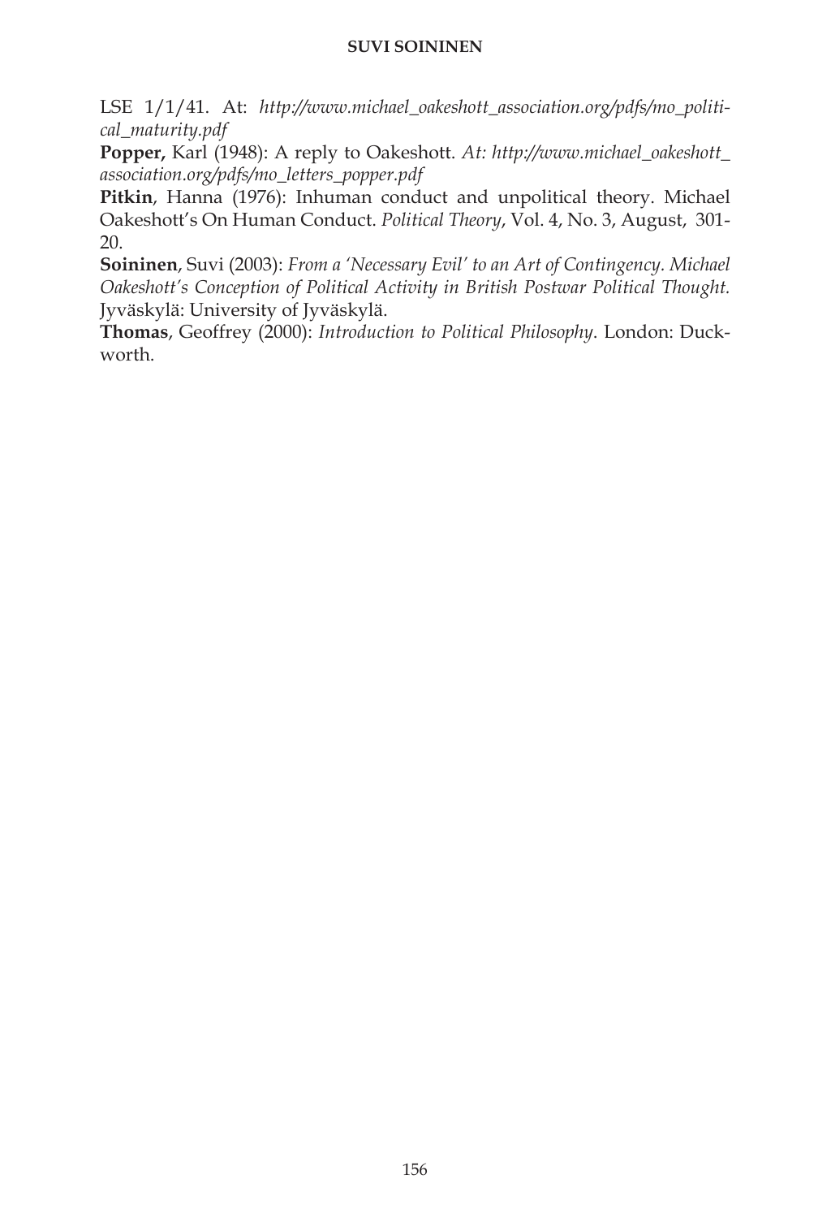LSE 1/1/41. At: *http://www.michael_oakeshott_association.org/pdfs/mo_political_maturity.pdf*

**Popper,** Karl (1948): A reply to Oakeshott. *At: http://www.michael_oakeshott_association.org/pdfs/mo_letters_popper.pdf*

**Pitkin**, Hanna (1976): Inhuman conduct and unpolitical theory. Michael Oakeshott's On Human Conduct. *Political Theory*, Vol. 4, No. 3, August, 301-20.

**Soininen**, Suvi (2003): *From a 'Necessary Evil' to an Art of Contingency. Michael Oakeshott's Conception of Political Activity in British Postwar Political Thought.* Jyväskylä: University of Jyväskylä.

**Thomas**, Geoffrey (2000): *Introduction to Political Philosophy*. London: Duckworth.